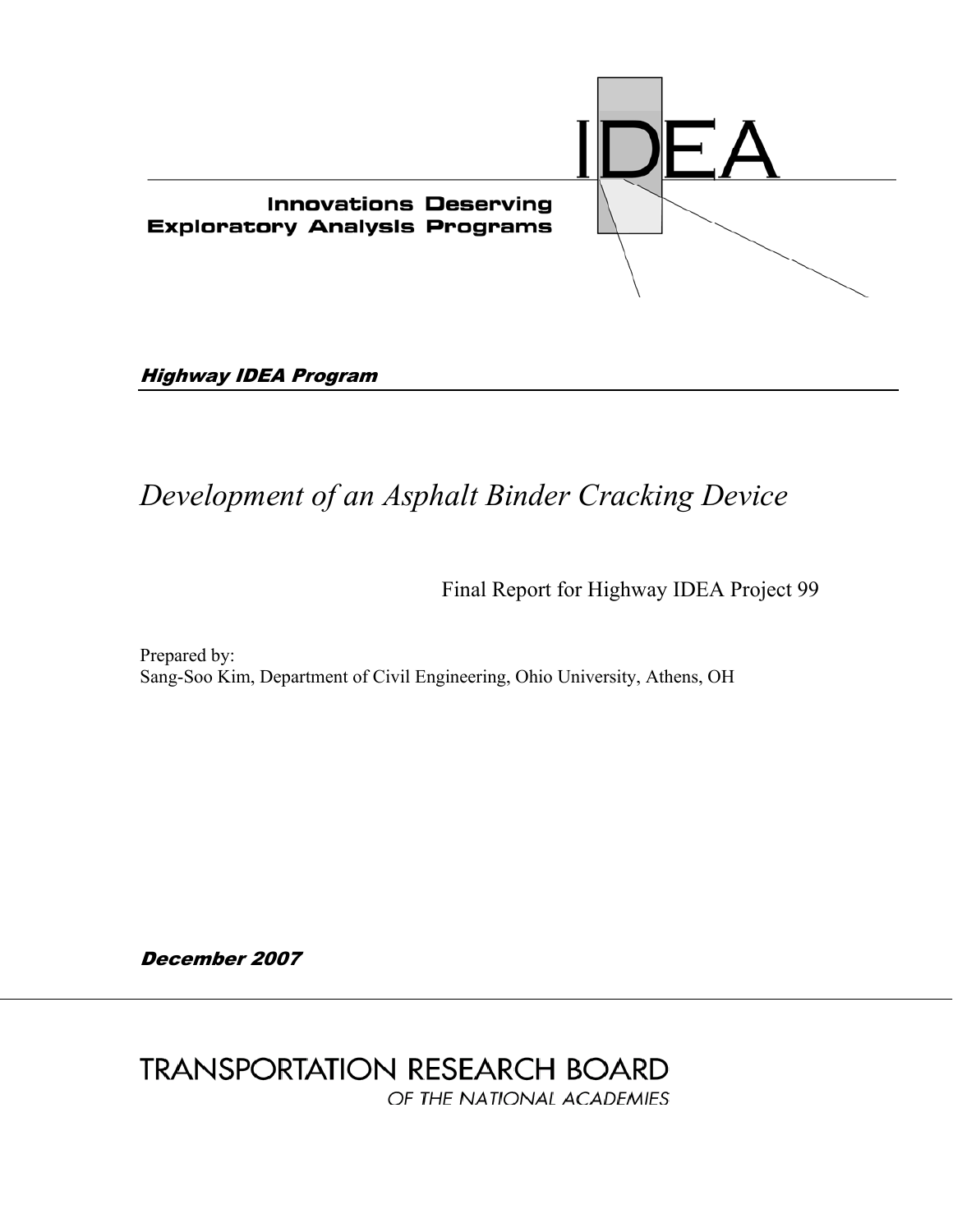# IDEA

**Innovations Deserving Exploratory Analysis Programs**

***Highway IDEA Program***

# *Development of an Asphalt Binder Cracking Device*

Final Report for Highway IDEA Project 99

Prepared by:
Sang-Soo Kim, Department of Civil Engineering, Ohio University, Athens, OH

***December 2007***

TRANSPORTATION RESEARCH BOARD
*OF THE NATIONAL ACADEMIES*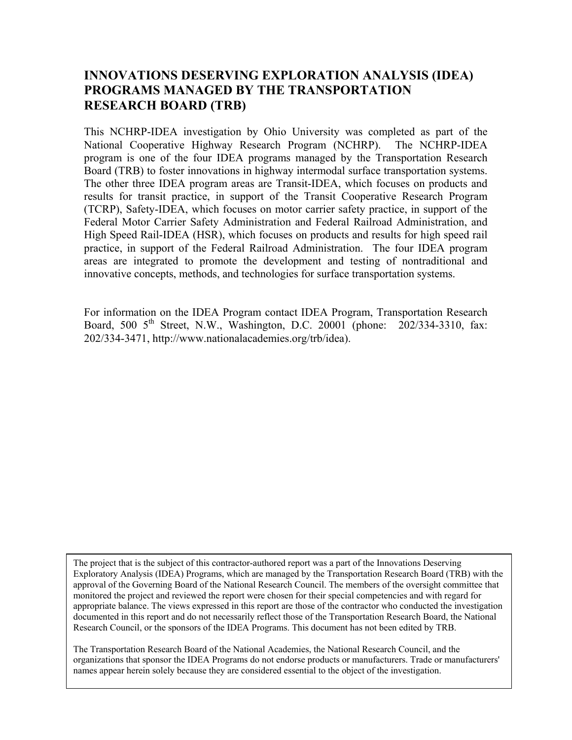## INNOVATIONS DESERVING EXPLORATION ANALYSIS (IDEA) PROGRAMS MANAGED BY THE TRANSPORTATION RESEARCH BOARD (TRB)

This NCHRP-IDEA investigation by Ohio University was completed as part of the National Cooperative Highway Research Program (NCHRP). The NCHRP-IDEA program is one of the four IDEA programs managed by the Transportation Research Board (TRB) to foster innovations in highway intermodal surface transportation systems. The other three IDEA program areas are Transit-IDEA, which focuses on products and results for transit practice, in support of the Transit Cooperative Research Program (TCRP), Safety-IDEA, which focuses on motor carrier safety practice, in support of the Federal Motor Carrier Safety Administration and Federal Railroad Administration, and High Speed Rail-IDEA (HSR), which focuses on products and results for high speed rail practice, in support of the Federal Railroad Administration. The four IDEA program areas are integrated to promote the development and testing of nontraditional and innovative concepts, methods, and technologies for surface transportation systems.

For information on the IDEA Program contact IDEA Program, Transportation Research Board, 500 5th Street, N.W., Washington, D.C. 20001 (phone: 202/334-3310, fax: 202/334-3471, http://www.nationalacademies.org/trb/idea).

The project that is the subject of this contractor-authored report was a part of the Innovations Deserving Exploratory Analysis (IDEA) Programs, which are managed by the Transportation Research Board (TRB) with the approval of the Governing Board of the National Research Council. The members of the oversight committee that monitored the project and reviewed the report were chosen for their special competencies and with regard for appropriate balance. The views expressed in this report are those of the contractor who conducted the investigation documented in this report and do not necessarily reflect those of the Transportation Research Board, the National Research Council, or the sponsors of the IDEA Programs. This document has not been edited by TRB.

The Transportation Research Board of the National Academies, the National Research Council, and the organizations that sponsor the IDEA Programs do not endorse products or manufacturers. Trade or manufacturers' names appear herein solely because they are considered essential to the object of the investigation.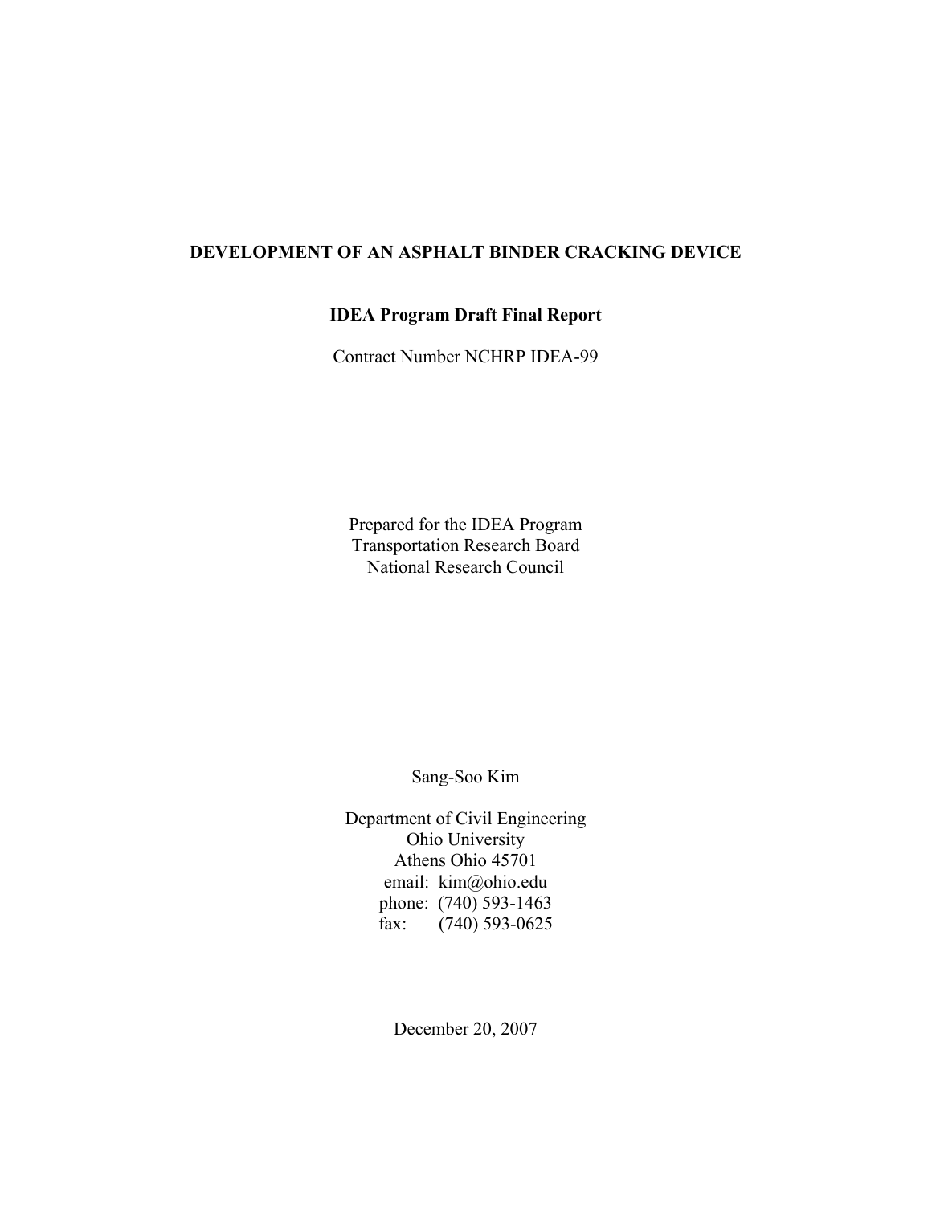# DEVELOPMENT OF AN ASPHALT BINDER CRACKING DEVICE

**IDEA Program Draft Final Report**

Contract Number NCHRP IDEA-99

Prepared for the IDEA Program
Transportation Research Board
National Research Council

Sang-Soo Kim

Department of Civil Engineering
Ohio University
Athens Ohio 45701
email: kim@ohio.edu
phone: (740) 593-1463
fax: (740) 593-0625

December 20, 2007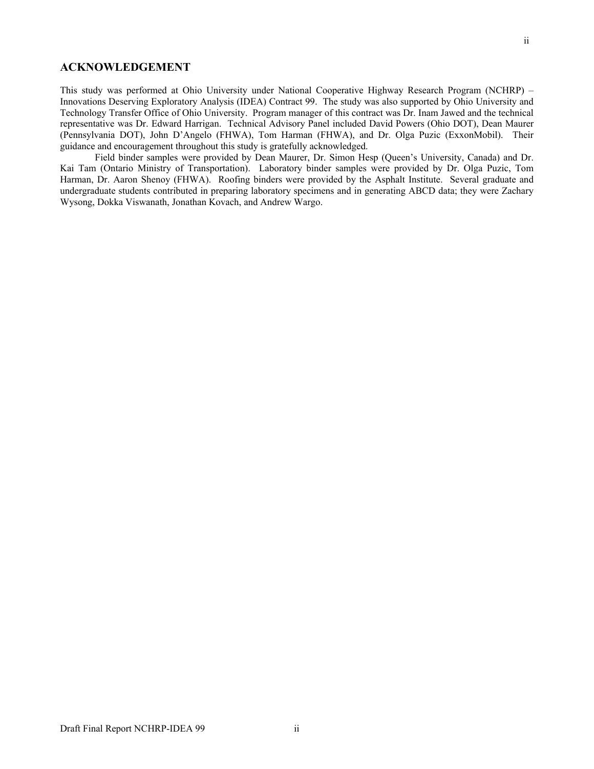## ACKNOWLEDGEMENT

This study was performed at Ohio University under National Cooperative Highway Research Program (NCHRP) – Innovations Deserving Exploratory Analysis (IDEA) Contract 99. The study was also supported by Ohio University and Technology Transfer Office of Ohio University. Program manager of this contract was Dr. Inam Jawed and the technical representative was Dr. Edward Harrigan. Technical Advisory Panel included David Powers (Ohio DOT), Dean Maurer (Pennsylvania DOT), John D'Angelo (FHWA), Tom Harman (FHWA), and Dr. Olga Puzic (ExxonMobil). Their guidance and encouragement throughout this study is gratefully acknowledged.

Field binder samples were provided by Dean Maurer, Dr. Simon Hesp (Queen's University, Canada) and Dr. Kai Tam (Ontario Ministry of Transportation). Laboratory binder samples were provided by Dr. Olga Puzic, Tom Harman, Dr. Aaron Shenoy (FHWA). Roofing binders were provided by the Asphalt Institute. Several graduate and undergraduate students contributed in preparing laboratory specimens and in generating ABCD data; they were Zachary Wysong, Dokka Viswanath, Jonathan Kovach, and Andrew Wargo.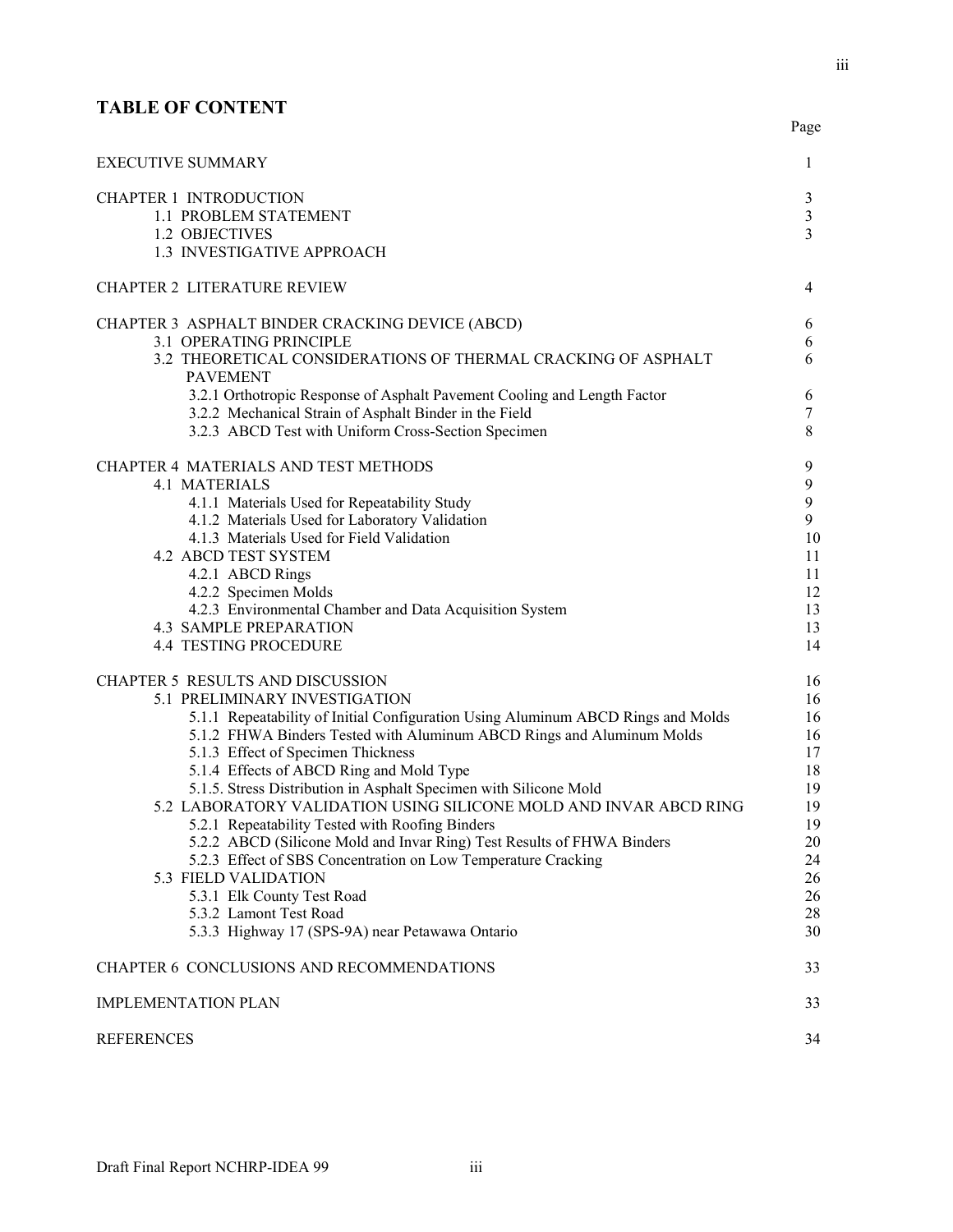## TABLE OF CONTENT

| | Page |
|---|---|
| EXECUTIVE SUMMARY | 1 |
| CHAPTER 1 INTRODUCTION | 3 |
| 1.1 PROBLEM STATEMENT | 3 |
| 1.2 OBJECTIVES | 3 |
| 1.3 INVESTIGATIVE APPROACH | |
| CHAPTER 2 LITERATURE REVIEW | 4 |
| CHAPTER 3 ASPHALT BINDER CRACKING DEVICE (ABCD) | 6 |
| 3.1 OPERATING PRINCIPLE | 6 |
| 3.2 THEORETICAL CONSIDERATIONS OF THERMAL CRACKING OF ASPHALT PAVEMENT | 6 |
| 3.2.1 Orthotropic Response of Asphalt Pavement Cooling and Length Factor | 6 |
| 3.2.2 Mechanical Strain of Asphalt Binder in the Field | 7 |
| 3.2.3 ABCD Test with Uniform Cross-Section Specimen | 8 |
| CHAPTER 4 MATERIALS AND TEST METHODS | 9 |
| 4.1 MATERIALS | 9 |
| 4.1.1 Materials Used for Repeatability Study | 9 |
| 4.1.2 Materials Used for Laboratory Validation | 9 |
| 4.1.3 Materials Used for Field Validation | 10 |
| 4.2 ABCD TEST SYSTEM | 11 |
| 4.2.1 ABCD Rings | 11 |
| 4.2.2 Specimen Molds | 12 |
| 4.2.3 Environmental Chamber and Data Acquisition System | 13 |
| 4.3 SAMPLE PREPARATION | 13 |
| 4.4 TESTING PROCEDURE | 14 |
| CHAPTER 5 RESULTS AND DISCUSSION | 16 |
| 5.1 PRELIMINARY INVESTIGATION | 16 |
| 5.1.1 Repeatability of Initial Configuration Using Aluminum ABCD Rings and Molds | 16 |
| 5.1.2 FHWA Binders Tested with Aluminum ABCD Rings and Aluminum Molds | 16 |
| 5.1.3 Effect of Specimen Thickness | 17 |
| 5.1.4 Effects of ABCD Ring and Mold Type | 18 |
| 5.1.5. Stress Distribution in Asphalt Specimen with Silicone Mold | 19 |
| 5.2 LABORATORY VALIDATION USING SILICONE MOLD AND INVAR ABCD RING | 19 |
| 5.2.1 Repeatability Tested with Roofing Binders | 19 |
| 5.2.2 ABCD (Silicone Mold and Invar Ring) Test Results of FHWA Binders | 20 |
| 5.2.3 Effect of SBS Concentration on Low Temperature Cracking | 24 |
| 5.3 FIELD VALIDATION | 26 |
| 5.3.1 Elk County Test Road | 26 |
| 5.3.2 Lamont Test Road | 28 |
| 5.3.3 Highway 17 (SPS-9A) near Petawawa Ontario | 30 |
| CHAPTER 6 CONCLUSIONS AND RECOMMENDATIONS | 33 |
| IMPLEMENTATION PLAN | 33 |
| REFERENCES | 34 |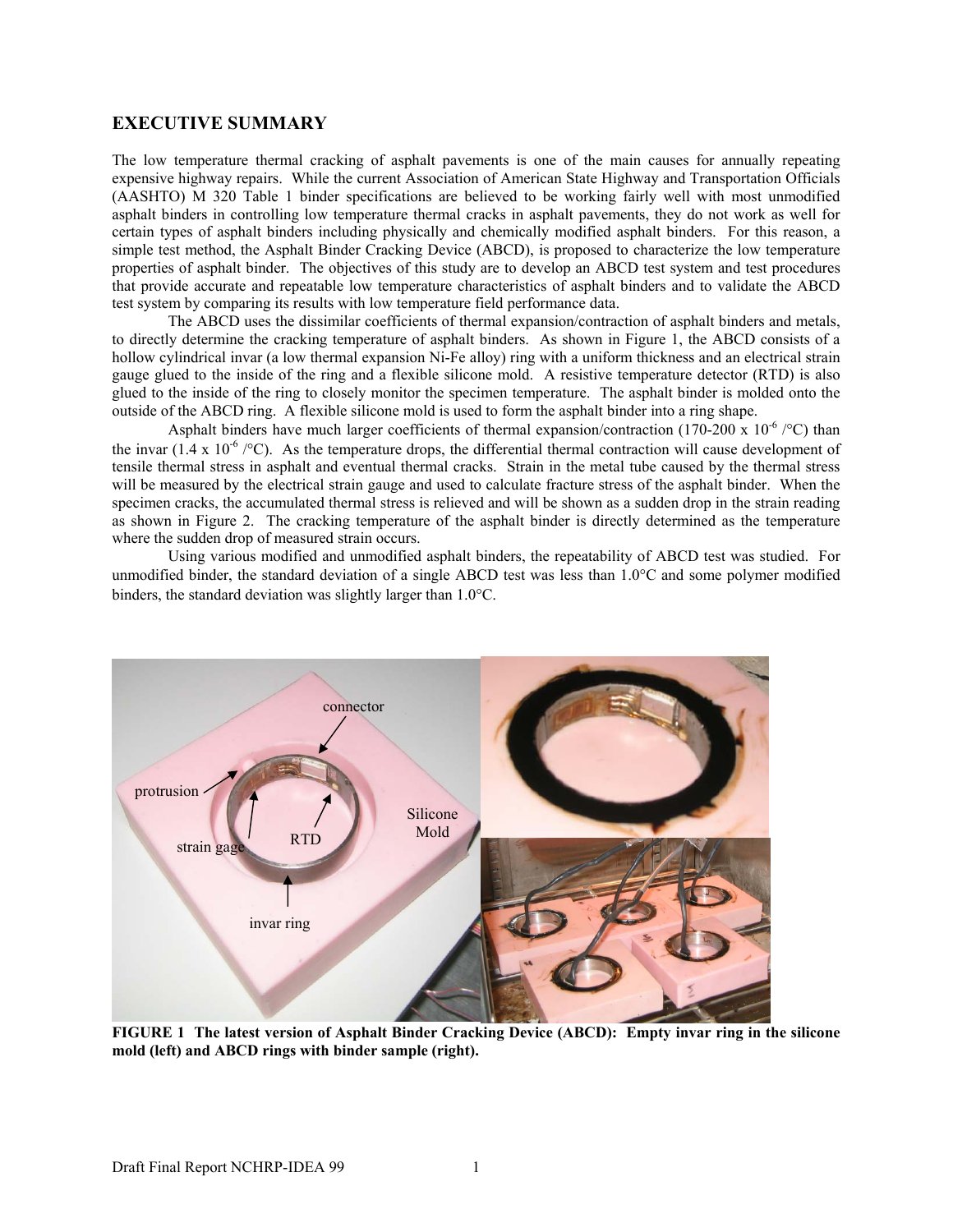## EXECUTIVE SUMMARY

The low temperature thermal cracking of asphalt pavements is one of the main causes for annually repeating expensive highway repairs. While the current Association of American State Highway and Transportation Officials (AASHTO) M 320 Table 1 binder specifications are believed to be working fairly well with most unmodified asphalt binders in controlling low temperature thermal cracks in asphalt pavements, they do not work as well for certain types of asphalt binders including physically and chemically modified asphalt binders. For this reason, a simple test method, the Asphalt Binder Cracking Device (ABCD), is proposed to characterize the low temperature properties of asphalt binder. The objectives of this study are to develop an ABCD test system and test procedures that provide accurate and repeatable low temperature characteristics of asphalt binders and to validate the ABCD test system by comparing its results with low temperature field performance data.

The ABCD uses the dissimilar coefficients of thermal expansion/contraction of asphalt binders and metals, to directly determine the cracking temperature of asphalt binders. As shown in Figure 1, the ABCD consists of a hollow cylindrical invar (a low thermal expansion Ni-Fe alloy) ring with a uniform thickness and an electrical strain gauge glued to the inside of the ring and a flexible silicone mold. A resistive temperature detector (RTD) is also glued to the inside of the ring to closely monitor the specimen temperature. The asphalt binder is molded onto the outside of the ABCD ring. A flexible silicone mold is used to form the asphalt binder into a ring shape.

Asphalt binders have much larger coefficients of thermal expansion/contraction (170-200 x $10^{-6}$ /°C) than the invar (1.4 x $10^{-6}$ /°C). As the temperature drops, the differential thermal contraction will cause development of tensile thermal stress in asphalt and eventual thermal cracks. Strain in the metal tube caused by the thermal stress will be measured by the electrical strain gauge and used to calculate fracture stress of the asphalt binder. When the specimen cracks, the accumulated thermal stress is relieved and will be shown as a sudden drop in the strain reading as shown in Figure 2. The cracking temperature of the asphalt binder is directly determined as the temperature where the sudden drop of measured strain occurs.

Using various modified and unmodified asphalt binders, the repeatability of ABCD test was studied. For unmodified binder, the standard deviation of a single ABCD test was less than 1.0°C and some polymer modified binders, the standard deviation was slightly larger than 1.0°C.

**FIGURE 1 The latest version of Asphalt Binder Cracking Device (ABCD): Empty invar ring in the silicone mold (left) and ABCD rings with binder sample (right).**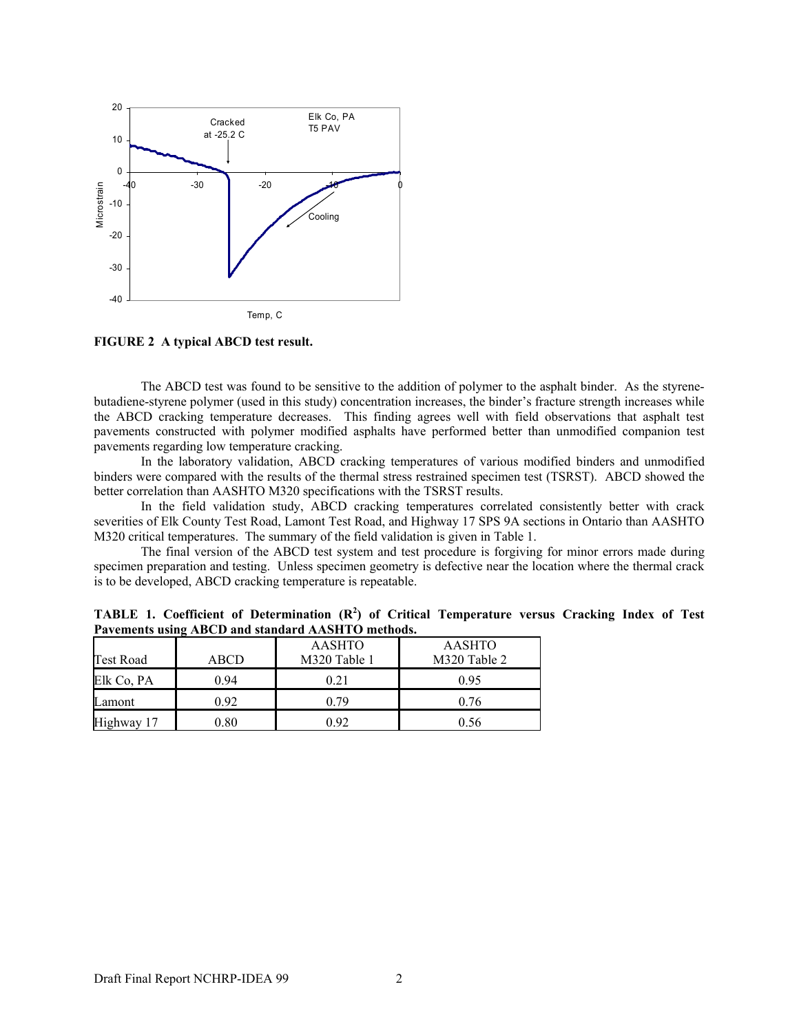**FIGURE 2 A typical ABCD test result.**

The ABCD test was found to be sensitive to the addition of polymer to the asphalt binder. As the styrene-butadiene-styrene polymer (used in this study) concentration increases, the binder's fracture strength increases while the ABCD cracking temperature decreases. This finding agrees well with field observations that asphalt test pavements constructed with polymer modified asphalts have performed better than unmodified companion test pavements regarding low temperature cracking.

In the laboratory validation, ABCD cracking temperatures of various modified binders and unmodified binders were compared with the results of the thermal stress restrained specimen test (TSRST). ABCD showed the better correlation than AASHTO M320 specifications with the TSRST results.

In the field validation study, ABCD cracking temperatures correlated consistently better with crack severities of Elk County Test Road, Lamont Test Road, and Highway 17 SPS 9A sections in Ontario than AASHTO M320 critical temperatures. The summary of the field validation is given in Table 1.

The final version of the ABCD test system and test procedure is forgiving for minor errors made during specimen preparation and testing. Unless specimen geometry is defective near the location where the thermal crack is to be developed, ABCD cracking temperature is repeatable.

**TABLE 1. Coefficient of Determination ($R^2$) of Critical Temperature versus Cracking Index of Test Pavements using ABCD and standard AASHTO methods.**

| Test Road | ABCD | AASHTO M320 Table 1 | AASHTO M320 Table 2 |
|---|---|---|---|
| Elk Co, PA | 0.94 | 0.21 | 0.95 |
| Lamont | 0.92 | 0.79 | 0.76 |
| Highway 17 | 0.80 | 0.92 | 0.56 |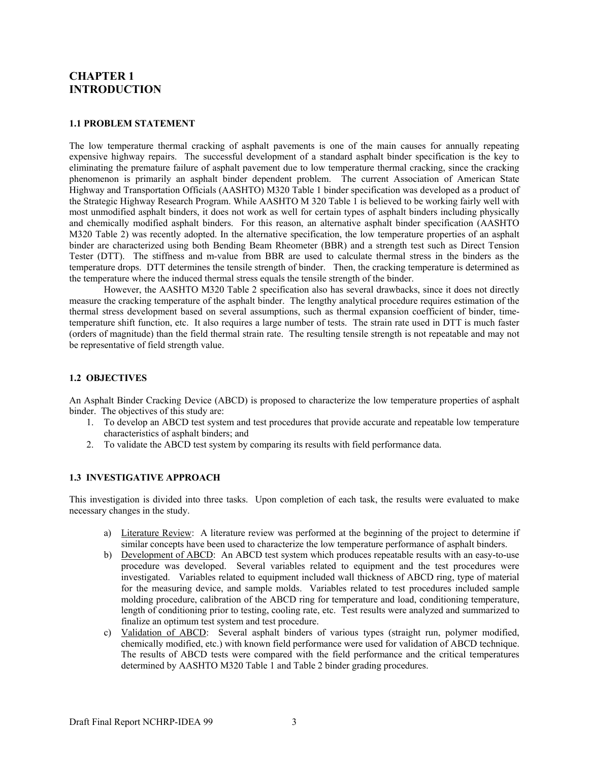# CHAPTER 1
# INTRODUCTION

## 1.1 PROBLEM STATEMENT

The low temperature thermal cracking of asphalt pavements is one of the main causes for annually repeating expensive highway repairs. The successful development of a standard asphalt binder specification is the key to eliminating the premature failure of asphalt pavement due to low temperature thermal cracking, since the cracking phenomenon is primarily an asphalt binder dependent problem. The current Association of American State Highway and Transportation Officials (AASHTO) M320 Table 1 binder specification was developed as a product of the Strategic Highway Research Program. While AASHTO M 320 Table 1 is believed to be working fairly well with most unmodified asphalt binders, it does not work as well for certain types of asphalt binders including physically and chemically modified asphalt binders. For this reason, an alternative asphalt binder specification (AASHTO M320 Table 2) was recently adopted. In the alternative specification, the low temperature properties of an asphalt binder are characterized using both Bending Beam Rheometer (BBR) and a strength test such as Direct Tension Tester (DTT). The stiffness and m-value from BBR are used to calculate thermal stress in the binders as the temperature drops. DTT determines the tensile strength of binder. Then, the cracking temperature is determined as the temperature where the induced thermal stress equals the tensile strength of the binder.

However, the AASHTO M320 Table 2 specification also has several drawbacks, since it does not directly measure the cracking temperature of the asphalt binder. The lengthy analytical procedure requires estimation of the thermal stress development based on several assumptions, such as thermal expansion coefficient of binder, time-temperature shift function, etc. It also requires a large number of tests. The strain rate used in DTT is much faster (orders of magnitude) than the field thermal strain rate. The resulting tensile strength is not repeatable and may not be representative of field strength value.

## 1.2 OBJECTIVES

An Asphalt Binder Cracking Device (ABCD) is proposed to characterize the low temperature properties of asphalt binder. The objectives of this study are:

1. To develop an ABCD test system and test procedures that provide accurate and repeatable low temperature characteristics of asphalt binders; and
2. To validate the ABCD test system by comparing its results with field performance data.

## 1.3 INVESTIGATIVE APPROACH

This investigation is divided into three tasks. Upon completion of each task, the results were evaluated to make necessary changes in the study.

a) Literature Review: A literature review was performed at the beginning of the project to determine if similar concepts have been used to characterize the low temperature performance of asphalt binders.
b) Development of ABCD: An ABCD test system which produces repeatable results with an easy-to-use procedure was developed. Several variables related to equipment and the test procedures were investigated. Variables related to equipment included wall thickness of ABCD ring, type of material for the measuring device, and sample molds. Variables related to test procedures included sample molding procedure, calibration of the ABCD ring for temperature and load, conditioning temperature, length of conditioning prior to testing, cooling rate, etc. Test results were analyzed and summarized to finalize an optimum test system and test procedure.
c) Validation of ABCD: Several asphalt binders of various types (straight run, polymer modified, chemically modified, etc.) with known field performance were used for validation of ABCD technique. The results of ABCD tests were compared with the field performance and the critical temperatures determined by AASHTO M320 Table 1 and Table 2 binder grading procedures.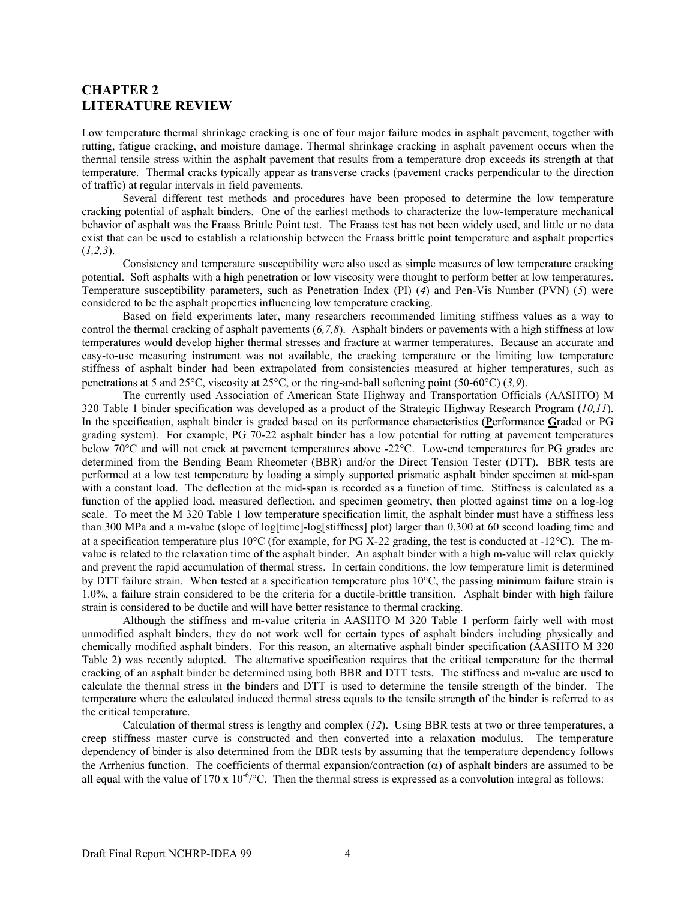## CHAPTER 2
## LITERATURE REVIEW

Low temperature thermal shrinkage cracking is one of four major failure modes in asphalt pavement, together with rutting, fatigue cracking, and moisture damage. Thermal shrinkage cracking in asphalt pavement occurs when the thermal tensile stress within the asphalt pavement that results from a temperature drop exceeds its strength at that temperature. Thermal cracks typically appear as transverse cracks (pavement cracks perpendicular to the direction of traffic) at regular intervals in field pavements.

Several different test methods and procedures have been proposed to determine the low temperature cracking potential of asphalt binders. One of the earliest methods to characterize the low-temperature mechanical behavior of asphalt was the Fraass Brittle Point test. The Fraass test has not been widely used, and little or no data exist that can be used to establish a relationship between the Fraass brittle point temperature and asphalt properties (*1,2,3*).

Consistency and temperature susceptibility were also used as simple measures of low temperature cracking potential. Soft asphalts with a high penetration or low viscosity were thought to perform better at low temperatures. Temperature susceptibility parameters, such as Penetration Index (PI) (*4*) and Pen-Vis Number (PVN) (*5*) were considered to be the asphalt properties influencing low temperature cracking.

Based on field experiments later, many researchers recommended limiting stiffness values as a way to control the thermal cracking of asphalt pavements (*6,7,8*). Asphalt binders or pavements with a high stiffness at low temperatures would develop higher thermal stresses and fracture at warmer temperatures. Because an accurate and easy-to-use measuring instrument was not available, the cracking temperature or the limiting low temperature stiffness of asphalt binder had been extrapolated from consistencies measured at higher temperatures, such as penetrations at 5 and 25°C, viscosity at 25°C, or the ring-and-ball softening point (50-60°C) (*3,9*).

The currently used Association of American State Highway and Transportation Officials (AASHTO) M 320 Table 1 binder specification was developed as a product of the Strategic Highway Research Program (*10,11*). In the specification, asphalt binder is graded based on its performance characteristics (**P**erformance **G**raded or PG grading system). For example, PG 70-22 asphalt binder has a low potential for rutting at pavement temperatures below 70°C and will not crack at pavement temperatures above -22°C. Low-end temperatures for PG grades are determined from the Bending Beam Rheometer (BBR) and/or the Direct Tension Tester (DTT). BBR tests are performed at a low test temperature by loading a simply supported prismatic asphalt binder specimen at mid-span with a constant load. The deflection at the mid-span is recorded as a function of time. Stiffness is calculated as a function of the applied load, measured deflection, and specimen geometry, then plotted against time on a log-log scale. To meet the M 320 Table 1 low temperature specification limit, the asphalt binder must have a stiffness less than 300 MPa and a m-value (slope of log[time]-log[stiffness] plot) larger than 0.300 at 60 second loading time and at a specification temperature plus 10°C (for example, for PG X-22 grading, the test is conducted at -12°C). The m-value is related to the relaxation time of the asphalt binder. An asphalt binder with a high m-value will relax quickly and prevent the rapid accumulation of thermal stress. In certain conditions, the low temperature limit is determined by DTT failure strain. When tested at a specification temperature plus 10°C, the passing minimum failure strain is 1.0%, a failure strain considered to be the criteria for a ductile-brittle transition. Asphalt binder with high failure strain is considered to be ductile and will have better resistance to thermal cracking.

Although the stiffness and m-value criteria in AASHTO M 320 Table 1 perform fairly well with most unmodified asphalt binders, they do not work well for certain types of asphalt binders including physically and chemically modified asphalt binders. For this reason, an alternative asphalt binder specification (AASHTO M 320 Table 2) was recently adopted. The alternative specification requires that the critical temperature for the thermal cracking of an asphalt binder be determined using both BBR and DTT tests. The stiffness and m-value are used to calculate the thermal stress in the binders and DTT is used to determine the tensile strength of the binder. The temperature where the calculated induced thermal stress equals to the tensile strength of the binder is referred to as the critical temperature.

Calculation of thermal stress is lengthy and complex (*12*). Using BBR tests at two or three temperatures, a creep stiffness master curve is constructed and then converted into a relaxation modulus. The temperature dependency of binder is also determined from the BBR tests by assuming that the temperature dependency follows the Arrhenius function. The coefficients of thermal expansion/contraction ($\alpha$) of asphalt binders are assumed to be all equal with the value of $170 \times 10^{-6}$/°C. Then the thermal stress is expressed as a convolution integral as follows: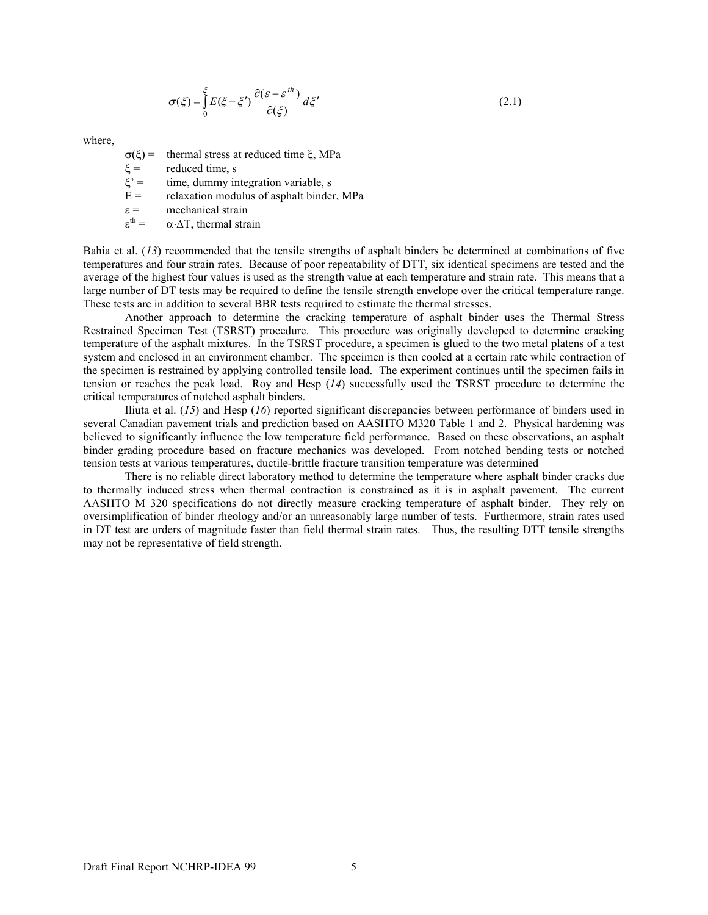$$\sigma(\xi) = \int_0^{\xi} E(\xi - \xi') \frac{\partial(\varepsilon - \varepsilon^{th})}{\partial(\xi)} d\xi' \tag{2.1}$$

where,

- $\sigma(\xi)$ = thermal stress at reduced time $\xi$, MPa
- $\xi$ = reduced time, s
- $\xi'$ = time, dummy integration variable, s
- $E$ = relaxation modulus of asphalt binder, MPa
- $\varepsilon$ = mechanical strain
- $\varepsilon^{th}$ = $\alpha \cdot \Delta T$, thermal strain

Bahia et al. (*13*) recommended that the tensile strengths of asphalt binders be determined at combinations of five temperatures and four strain rates. Because of poor repeatability of DTT, six identical specimens are tested and the average of the highest four values is used as the strength value at each temperature and strain rate. This means that a large number of DT tests may be required to define the tensile strength envelope over the critical temperature range. These tests are in addition to several BBR tests required to estimate the thermal stresses.

Another approach to determine the cracking temperature of asphalt binder uses the Thermal Stress Restrained Specimen Test (TSRST) procedure. This procedure was originally developed to determine cracking temperature of the asphalt mixtures. In the TSRST procedure, a specimen is glued to the two metal platens of a test system and enclosed in an environment chamber. The specimen is then cooled at a certain rate while contraction of the specimen is restrained by applying controlled tensile load. The experiment continues until the specimen fails in tension or reaches the peak load. Roy and Hesp (*14*) successfully used the TSRST procedure to determine the critical temperatures of notched asphalt binders.

Iliuta et al. (*15*) and Hesp (*16*) reported significant discrepancies between performance of binders used in several Canadian pavement trials and prediction based on AASHTO M320 Table 1 and 2. Physical hardening was believed to significantly influence the low temperature field performance. Based on these observations, an asphalt binder grading procedure based on fracture mechanics was developed. From notched bending tests or notched tension tests at various temperatures, ductile-brittle fracture transition temperature was determined

There is no reliable direct laboratory method to determine the temperature where asphalt binder cracks due to thermally induced stress when thermal contraction is constrained as it is in asphalt pavement. The current AASHTO M 320 specifications do not directly measure cracking temperature of asphalt binder. They rely on oversimplification of binder rheology and/or an unreasonably large number of tests. Furthermore, strain rates used in DT test are orders of magnitude faster than field thermal strain rates. Thus, the resulting DTT tensile strengths may not be representative of field strength.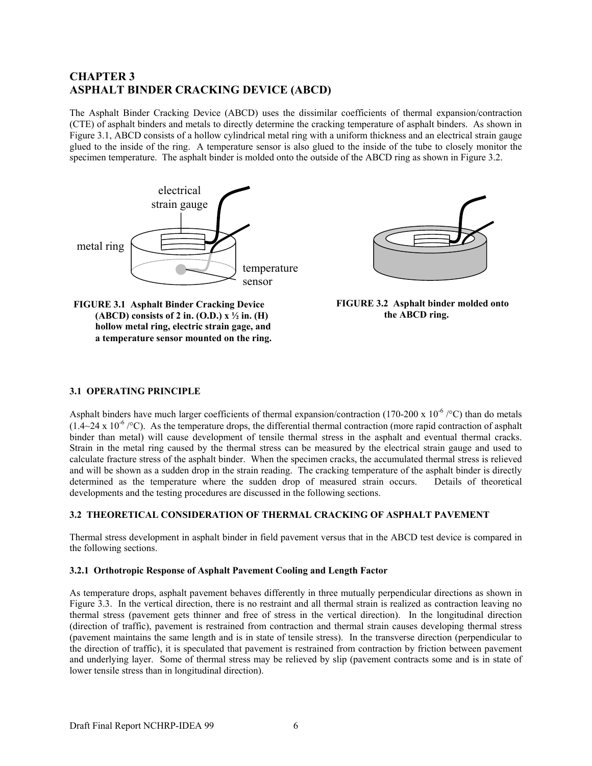## CHAPTER 3
## ASPHALT BINDER CRACKING DEVICE (ABCD)

The Asphalt Binder Cracking Device (ABCD) uses the dissimilar coefficients of thermal expansion/contraction (CTE) of asphalt binders and metals to directly determine the cracking temperature of asphalt binders. As shown in Figure 3.1, ABCD consists of a hollow cylindrical metal ring with a uniform thickness and an electrical strain gauge glued to the inside of the ring. A temperature sensor is also glued to the inside of the tube to closely monitor the specimen temperature. The asphalt binder is molded onto the outside of the ABCD ring as shown in Figure 3.2.

**FIGURE 3.1 Asphalt Binder Cracking Device (ABCD) consists of 2 in. (O.D.) x ½ in. (H) hollow metal ring, electric strain gage, and a temperature sensor mounted on the ring.**

**FIGURE 3.2 Asphalt binder molded onto the ABCD ring.**

### 3.1 OPERATING PRINCIPLE

Asphalt binders have much larger coefficients of thermal expansion/contraction (170-200 x $10^{-6}$ /°C) than do metals (1.4~24 x $10^{-6}$ /°C). As the temperature drops, the differential thermal contraction (more rapid contraction of asphalt binder than metal) will cause development of tensile thermal stress in the asphalt and eventual thermal cracks. Strain in the metal ring caused by the thermal stress can be measured by the electrical strain gauge and used to calculate fracture stress of the asphalt binder. When the specimen cracks, the accumulated thermal stress is relieved and will be shown as a sudden drop in the strain reading. The cracking temperature of the asphalt binder is directly determined as the temperature where the sudden drop of measured strain occurs. Details of theoretical developments and the testing procedures are discussed in the following sections.

### 3.2 THEORETICAL CONSIDERATION OF THERMAL CRACKING OF ASPHALT PAVEMENT

Thermal stress development in asphalt binder in field pavement versus that in the ABCD test device is compared in the following sections.

#### 3.2.1 Orthotropic Response of Asphalt Pavement Cooling and Length Factor

As temperature drops, asphalt pavement behaves differently in three mutually perpendicular directions as shown in Figure 3.3. In the vertical direction, there is no restraint and all thermal strain is realized as contraction leaving no thermal stress (pavement gets thinner and free of stress in the vertical direction). In the longitudinal direction (direction of traffic), pavement is restrained from contraction and thermal strain causes developing thermal stress (pavement maintains the same length and is in state of tensile stress). In the transverse direction (perpendicular to the direction of traffic), it is speculated that pavement is restrained from contraction by friction between pavement and underlying layer. Some of thermal stress may be relieved by slip (pavement contracts some and is in state of lower tensile stress than in longitudinal direction).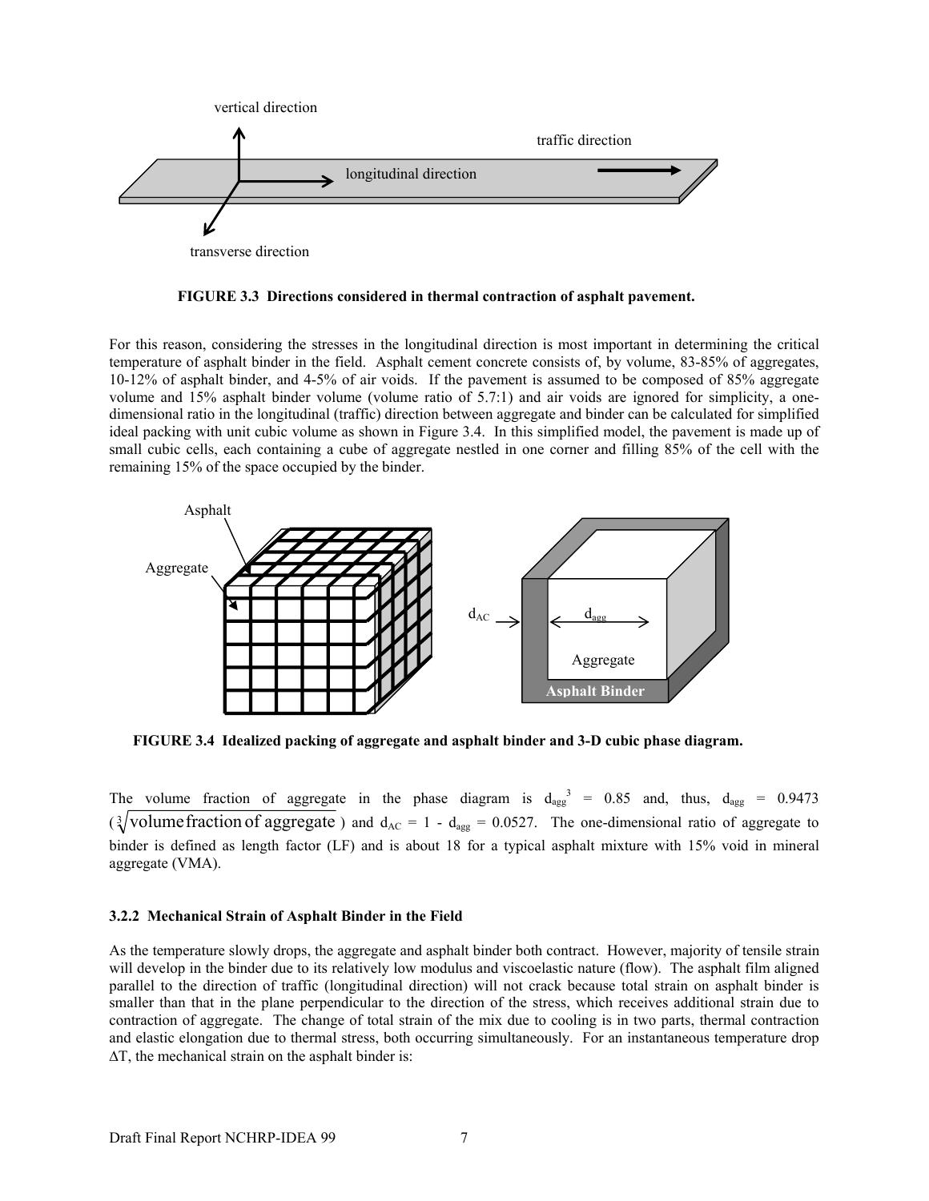FIGURE 3.3 Directions considered in thermal contraction of asphalt pavement.

For this reason, considering the stresses in the longitudinal direction is most important in determining the critical temperature of asphalt binder in the field. Asphalt cement concrete consists of, by volume, 83-85% of aggregates, 10-12% of asphalt binder, and 4-5% of air voids. If the pavement is assumed to be composed of 85% aggregate volume and 15% asphalt binder volume (volume ratio of 5.7:1) and air voids are ignored for simplicity, a one-dimensional ratio in the longitudinal (traffic) direction between aggregate and binder can be calculated for simplified ideal packing with unit cubic volume as shown in Figure 3.4. In this simplified model, the pavement is made up of small cubic cells, each containing a cube of aggregate nestled in one corner and filling 85% of the cell with the remaining 15% of the space occupied by the binder.

FIGURE 3.4 Idealized packing of aggregate and asphalt binder and 3-D cubic phase diagram.

The volume fraction of aggregate in the phase diagram is $d_{agg}^3 = 0.85$ and, thus, $d_{agg} = 0.9473$ ($\sqrt[3]{\text{volume fraction of aggregate}}$) and $d_{AC} = 1 - d_{agg} = 0.0527$. The one-dimensional ratio of aggregate to binder is defined as length factor (LF) and is about 18 for a typical asphalt mixture with 15% void in mineral aggregate (VMA).

### 3.2.2 Mechanical Strain of Asphalt Binder in the Field

As the temperature slowly drops, the aggregate and asphalt binder both contract. However, majority of tensile strain will develop in the binder due to its relatively low modulus and viscoelastic nature (flow). The asphalt film aligned parallel to the direction of traffic (longitudinal direction) will not crack because total strain on asphalt binder is smaller than that in the plane perpendicular to the direction of the stress, which receives additional strain due to contraction of aggregate. The change of total strain of the mix due to cooling is in two parts, thermal contraction and elastic elongation due to thermal stress, both occurring simultaneously. For an instantaneous temperature drop $\Delta T$, the mechanical strain on the asphalt binder is: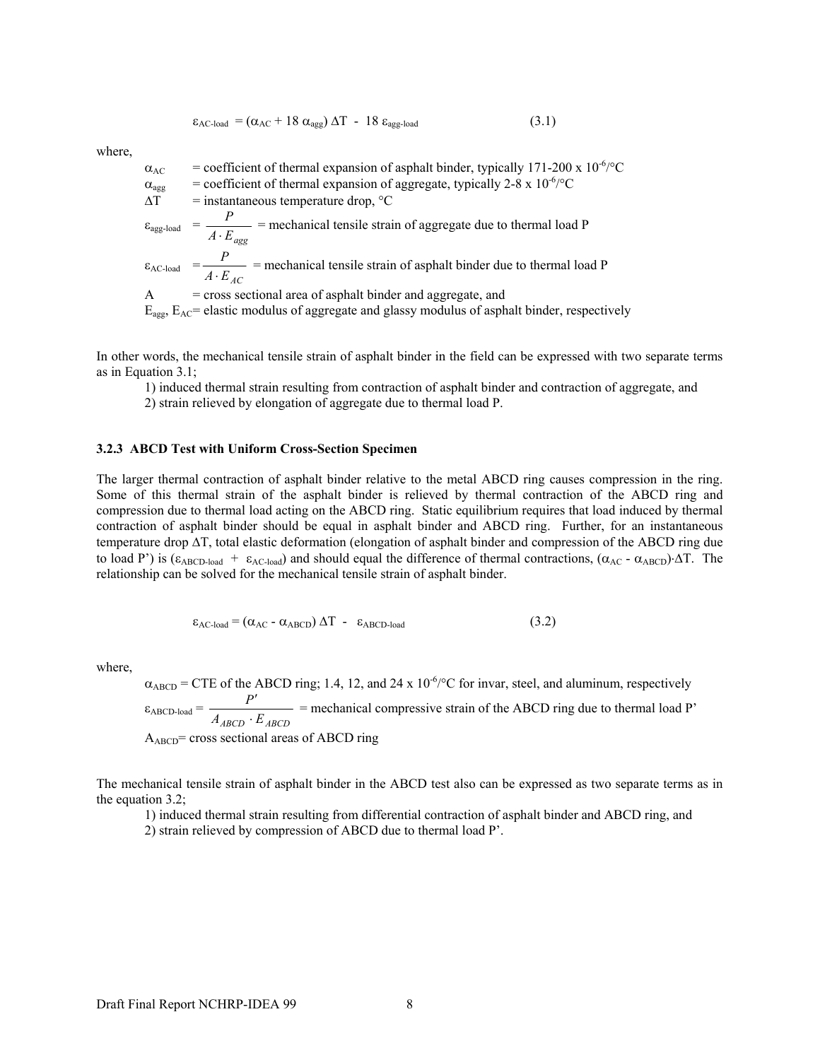$$\varepsilon_{AC\text{-}load} = (\alpha_{AC} + 18\,\alpha_{agg})\,\Delta T - 18\,\varepsilon_{agg\text{-}load} \qquad (3.1)$$

where,

- $\alpha_{AC}$ = coefficient of thermal expansion of asphalt binder, typically 171-200 x $10^{-6}$/°C
- $\alpha_{agg}$ = coefficient of thermal expansion of aggregate, typically 2-8 x $10^{-6}$/°C
- $\Delta T$ = instantaneous temperature drop, °C
- $\varepsilon_{agg\text{-}load} = \dfrac{P}{A \cdot E_{agg}}$ = mechanical tensile strain of aggregate due to thermal load P
- $\varepsilon_{AC\text{-}load} = \dfrac{P}{A \cdot E_{AC}}$ = mechanical tensile strain of asphalt binder due to thermal load P
- A = cross sectional area of asphalt binder and aggregate, and
- $E_{agg}$, $E_{AC}$ = elastic modulus of aggregate and glassy modulus of asphalt binder, respectively

In other words, the mechanical tensile strain of asphalt binder in the field can be expressed with two separate terms as in Equation 3.1;

1) induced thermal strain resulting from contraction of asphalt binder and contraction of aggregate, and
2) strain relieved by elongation of aggregate due to thermal load P.

### 3.2.3 ABCD Test with Uniform Cross-Section Specimen

The larger thermal contraction of asphalt binder relative to the metal ABCD ring causes compression in the ring. Some of this thermal strain of the asphalt binder is relieved by thermal contraction of the ABCD ring and compression due to thermal load acting on the ABCD ring. Static equilibrium requires that load induced by thermal contraction of asphalt binder should be equal in asphalt binder and ABCD ring. Further, for an instantaneous temperature drop $\Delta T$, total elastic deformation (elongation of asphalt binder and compression of the ABCD ring due to load P') is ($\varepsilon_{ABCD\text{-}load}$ + $\varepsilon_{AC\text{-}load}$) and should equal the difference of thermal contractions, $(\alpha_{AC} - \alpha_{ABCD})\cdot\Delta T$. The relationship can be solved for the mechanical tensile strain of asphalt binder.

$$\varepsilon_{AC\text{-}load} = (\alpha_{AC} - \alpha_{ABCD})\,\Delta T - \varepsilon_{ABCD\text{-}load} \qquad (3.2)$$

where,

- $\alpha_{ABCD}$ = CTE of the ABCD ring; 1.4, 12, and 24 x $10^{-6}$/°C for invar, steel, and aluminum, respectively
- $\varepsilon_{ABCD\text{-}load} = \dfrac{P'}{A_{ABCD} \cdot E_{ABCD}}$ = mechanical compressive strain of the ABCD ring due to thermal load P'
- $A_{ABCD}$ = cross sectional areas of ABCD ring

The mechanical tensile strain of asphalt binder in the ABCD test also can be expressed as two separate terms as in the equation 3.2;

1) induced thermal strain resulting from differential contraction of asphalt binder and ABCD ring, and
2) strain relieved by compression of ABCD due to thermal load P'.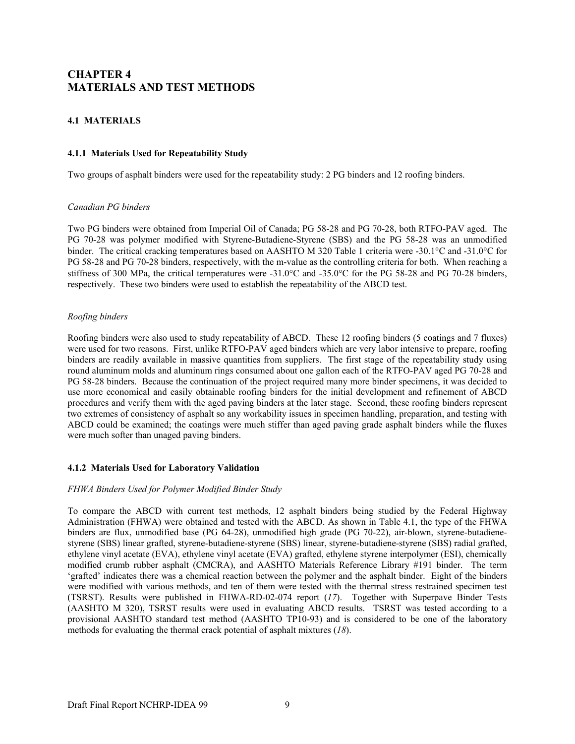# CHAPTER 4
# MATERIALS AND TEST METHODS

## 4.1 MATERIALS

### 4.1.1 Materials Used for Repeatability Study

Two groups of asphalt binders were used for the repeatability study: 2 PG binders and 12 roofing binders.

*Canadian PG binders*

Two PG binders were obtained from Imperial Oil of Canada; PG 58-28 and PG 70-28, both RTFO-PAV aged. The PG 70-28 was polymer modified with Styrene-Butadiene-Styrene (SBS) and the PG 58-28 was an unmodified binder. The critical cracking temperatures based on AASHTO M 320 Table 1 criteria were -30.1°C and -31.0°C for PG 58-28 and PG 70-28 binders, respectively, with the m-value as the controlling criteria for both. When reaching a stiffness of 300 MPa, the critical temperatures were -31.0°C and -35.0°C for the PG 58-28 and PG 70-28 binders, respectively. These two binders were used to establish the repeatability of the ABCD test.

*Roofing binders*

Roofing binders were also used to study repeatability of ABCD. These 12 roofing binders (5 coatings and 7 fluxes) were used for two reasons. First, unlike RTFO-PAV aged binders which are very labor intensive to prepare, roofing binders are readily available in massive quantities from suppliers. The first stage of the repeatability study using round aluminum molds and aluminum rings consumed about one gallon each of the RTFO-PAV aged PG 70-28 and PG 58-28 binders. Because the continuation of the project required many more binder specimens, it was decided to use more economical and easily obtainable roofing binders for the initial development and refinement of ABCD procedures and verify them with the aged paving binders at the later stage. Second, these roofing binders represent two extremes of consistency of asphalt so any workability issues in specimen handling, preparation, and testing with ABCD could be examined; the coatings were much stiffer than aged paving grade asphalt binders while the fluxes were much softer than unaged paving binders.

### 4.1.2 Materials Used for Laboratory Validation

*FHWA Binders Used for Polymer Modified Binder Study*

To compare the ABCD with current test methods, 12 asphalt binders being studied by the Federal Highway Administration (FHWA) were obtained and tested with the ABCD. As shown in Table 4.1, the type of the FHWA binders are flux, unmodified base (PG 64-28), unmodified high grade (PG 70-22), air-blown, styrene-butadiene-styrene (SBS) linear grafted, styrene-butadiene-styrene (SBS) linear, styrene-butadiene-styrene (SBS) radial grafted, ethylene vinyl acetate (EVA), ethylene vinyl acetate (EVA) grafted, ethylene styrene interpolymer (ESI), chemically modified crumb rubber asphalt (CMCRA), and AASHTO Materials Reference Library #191 binder. The term 'grafted' indicates there was a chemical reaction between the polymer and the asphalt binder. Eight of the binders were modified with various methods, and ten of them were tested with the thermal stress restrained specimen test (TSRST). Results were published in FHWA-RD-02-074 report (*17*). Together with Superpave Binder Tests (AASHTO M 320), TSRST results were used in evaluating ABCD results. TSRST was tested according to a provisional AASHTO standard test method (AASHTO TP10-93) and is considered to be one of the laboratory methods for evaluating the thermal crack potential of asphalt mixtures (*18*).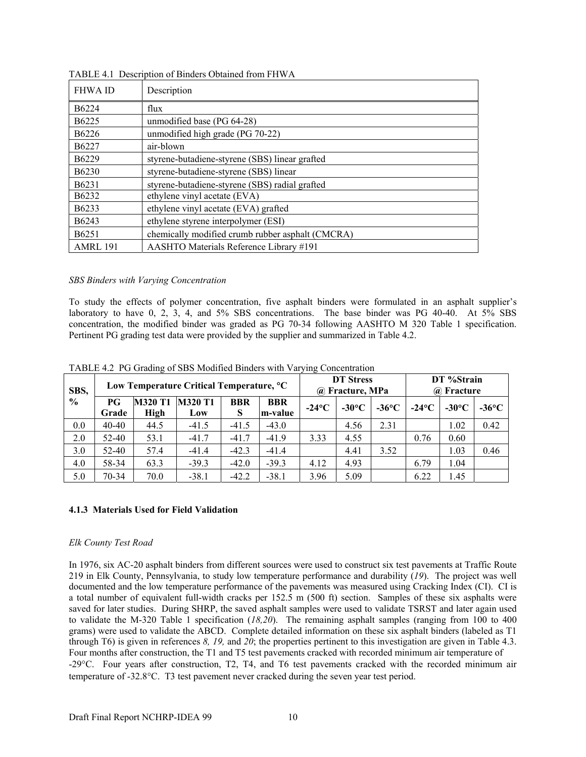TABLE 4.1 Description of Binders Obtained from FHWA

| FHWA ID | Description |
|---|---|
| B6224 | flux |
| B6225 | unmodified base (PG 64-28) |
| B6226 | unmodified high grade (PG 70-22) |
| B6227 | air-blown |
| B6229 | styrene-butadiene-styrene (SBS) linear grafted |
| B6230 | styrene-butadiene-styrene (SBS) linear |
| B6231 | styrene-butadiene-styrene (SBS) radial grafted |
| B6232 | ethylene vinyl acetate (EVA) |
| B6233 | ethylene vinyl acetate (EVA) grafted |
| B6243 | ethylene styrene interpolymer (ESI) |
| B6251 | chemically modified crumb rubber asphalt (CMCRA) |
| AMRL 191 | AASHTO Materials Reference Library #191 |

*SBS Binders with Varying Concentration*

To study the effects of polymer concentration, five asphalt binders were formulated in an asphalt supplier's laboratory to have 0, 2, 3, 4, and 5% SBS concentrations. The base binder was PG 40-40. At 5% SBS concentration, the modified binder was graded as PG 70-34 following AASHTO M 320 Table 1 specification. Pertinent PG grading test data were provided by the supplier and summarized in Table 4.2.

TABLE 4.2 PG Grading of SBS Modified Binders with Varying Concentration

| SBS, % | Low Temperature Critical Temperature, °C | | | | | DT Stress @ Fracture, MPa | | | DT %Strain @ Fracture | | |
|---|---|---|---|---|---|---|---|---|---|---|---|
| | PG Grade | M320 T1 High | M320 T1 Low | BBR S | BBR m-value | -24°C | -30°C | -36°C | -24°C | -30°C | -36°C |
| 0.0 | 40-40 | 44.5 | -41.5 | -41.5 | -43.0 | | 4.56 | 2.31 | | 1.02 | 0.42 |
| 2.0 | 52-40 | 53.1 | -41.7 | -41.7 | -41.9 | 3.33 | 4.55 | | 0.76 | 0.60 | |
| 3.0 | 52-40 | 57.4 | -41.4 | -42.3 | -41.4 | | 4.41 | 3.52 | | 1.03 | 0.46 |
| 4.0 | 58-34 | 63.3 | -39.3 | -42.0 | -39.3 | 4.12 | 4.93 | | 6.79 | 1.04 | |
| 5.0 | 70-34 | 70.0 | -38.1 | -42.2 | -38.1 | 3.96 | 5.09 | | 6.22 | 1.45 | |

### 4.1.3 Materials Used for Field Validation

*Elk County Test Road*

In 1976, six AC-20 asphalt binders from different sources were used to construct six test pavements at Traffic Route 219 in Elk County, Pennsylvania, to study low temperature performance and durability (*19*). The project was well documented and the low temperature performance of the pavements was measured using Cracking Index (CI). CI is a total number of equivalent full-width cracks per 152.5 m (500 ft) section. Samples of these six asphalts were saved for later studies. During SHRP, the saved asphalt samples were used to validate TSRST and later again used to validate the M-320 Table 1 specification (*18,20*). The remaining asphalt samples (ranging from 100 to 400 grams) were used to validate the ABCD. Complete detailed information on these six asphalt binders (labeled as T1 through T6) is given in references *8, 19,* and *20*; the properties pertinent to this investigation are given in Table 4.3. Four months after construction, the T1 and T5 test pavements cracked with recorded minimum air temperature of -29°C. Four years after construction, T2, T4, and T6 test pavements cracked with the recorded minimum air temperature of -32.8°C. T3 test pavement never cracked during the seven year test period.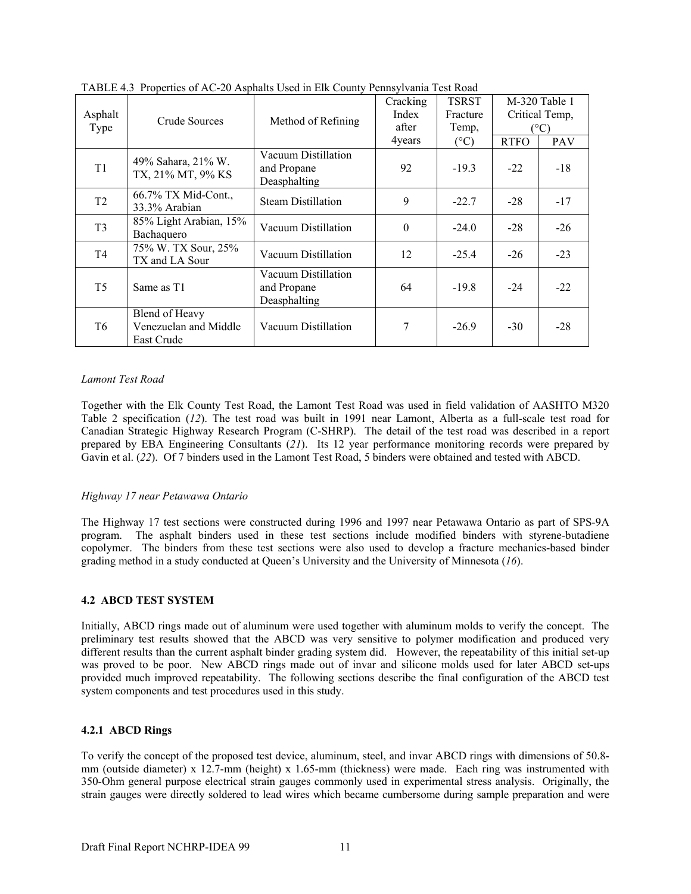TABLE 4.3 Properties of AC-20 Asphalts Used in Elk County Pennsylvania Test Road

| Asphalt Type | Crude Sources | Method of Refining | Cracking Index after 4years | TSRST Fracture Temp, (°C) | M-320 Table 1 Critical Temp, (°C) | |
|---|---|---|---|---|---|---|
| | | | | | RTFO | PAV |
| T1 | 49% Sahara, 21% W. TX, 21% MT, 9% KS | Vacuum Distillation and Propane Deasphalting | 92 | -19.3 | -22 | -18 |
| T2 | 66.7% TX Mid-Cont., 33.3% Arabian | Steam Distillation | 9 | -22.7 | -28 | -17 |
| T3 | 85% Light Arabian, 15% Bachaquero | Vacuum Distillation | 0 | -24.0 | -28 | -26 |
| T4 | 75% W. TX Sour, 25% TX and LA Sour | Vacuum Distillation | 12 | -25.4 | -26 | -23 |
| T5 | Same as T1 | Vacuum Distillation and Propane Deasphalting | 64 | -19.8 | -24 | -22 |
| T6 | Blend of Heavy Venezuelan and Middle East Crude | Vacuum Distillation | 7 | -26.9 | -30 | -28 |

*Lamont Test Road*

Together with the Elk County Test Road, the Lamont Test Road was used in field validation of AASHTO M320 Table 2 specification (*12*). The test road was built in 1991 near Lamont, Alberta as a full-scale test road for Canadian Strategic Highway Research Program (C-SHRP). The detail of the test road was described in a report prepared by EBA Engineering Consultants (*21*). Its 12 year performance monitoring records were prepared by Gavin et al. (*22*). Of 7 binders used in the Lamont Test Road, 5 binders were obtained and tested with ABCD.

*Highway 17 near Petawawa Ontario*

The Highway 17 test sections were constructed during 1996 and 1997 near Petawawa Ontario as part of SPS-9A program. The asphalt binders used in these test sections include modified binders with styrene-butadiene copolymer. The binders from these test sections were also used to develop a fracture mechanics-based binder grading method in a study conducted at Queen's University and the University of Minnesota (*16*).

## 4.2 ABCD TEST SYSTEM

Initially, ABCD rings made out of aluminum were used together with aluminum molds to verify the concept. The preliminary test results showed that the ABCD was very sensitive to polymer modification and produced very different results than the current asphalt binder grading system did. However, the repeatability of this initial set-up was proved to be poor. New ABCD rings made out of invar and silicone molds used for later ABCD set-ups provided much improved repeatability. The following sections describe the final configuration of the ABCD test system components and test procedures used in this study.

### 4.2.1 ABCD Rings

To verify the concept of the proposed test device, aluminum, steel, and invar ABCD rings with dimensions of 50.8-mm (outside diameter) x 12.7-mm (height) x 1.65-mm (thickness) were made. Each ring was instrumented with 350-Ohm general purpose electrical strain gauges commonly used in experimental stress analysis. Originally, the strain gauges were directly soldered to lead wires which became cumbersome during sample preparation and were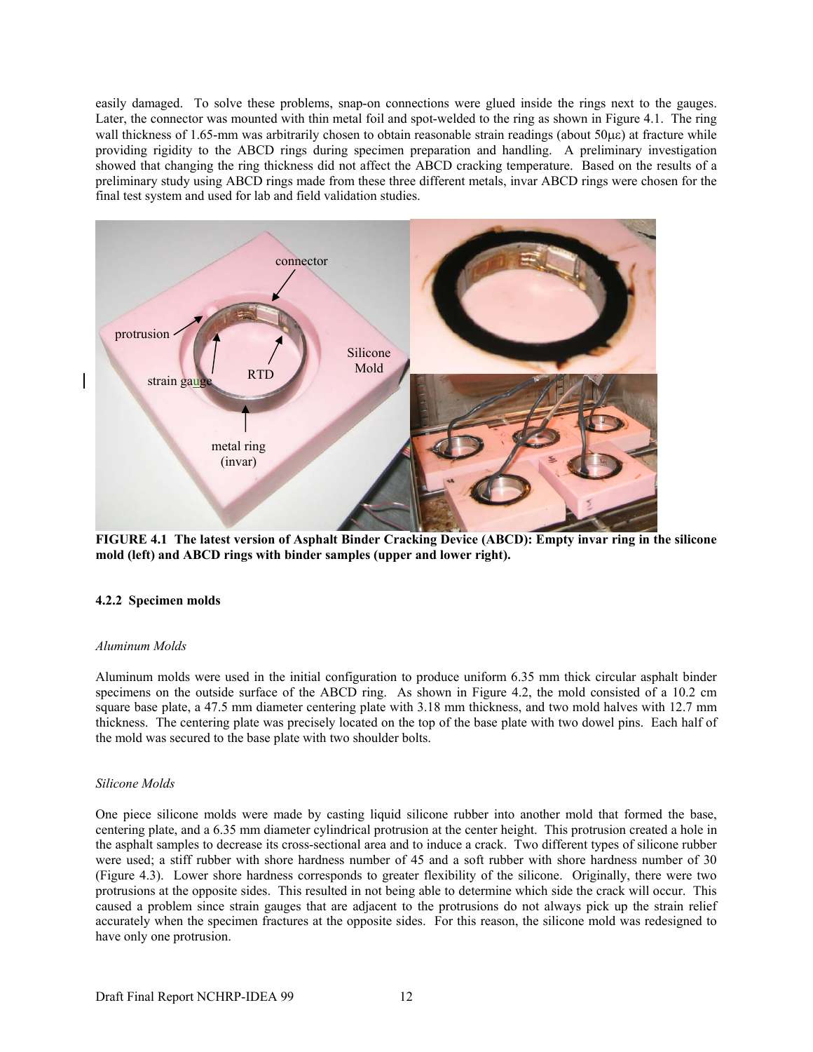easily damaged. To solve these problems, snap-on connections were glued inside the rings next to the gauges. Later, the connector was mounted with thin metal foil and spot-welded to the ring as shown in Figure 4.1. The ring wall thickness of 1.65-mm was arbitrarily chosen to obtain reasonable strain readings (about 50με) at fracture while providing rigidity to the ABCD rings during specimen preparation and handling. A preliminary investigation showed that changing the ring thickness did not affect the ABCD cracking temperature. Based on the results of a preliminary study using ABCD rings made from these three different metals, invar ABCD rings were chosen for the final test system and used for lab and field validation studies.

**FIGURE 4.1 The latest version of Asphalt Binder Cracking Device (ABCD): Empty invar ring in the silicone mold (left) and ABCD rings with binder samples (upper and lower right).**

#### 4.2.2 Specimen molds

*Aluminum Molds*

Aluminum molds were used in the initial configuration to produce uniform 6.35 mm thick circular asphalt binder specimens on the outside surface of the ABCD ring. As shown in Figure 4.2, the mold consisted of a 10.2 cm square base plate, a 47.5 mm diameter centering plate with 3.18 mm thickness, and two mold halves with 12.7 mm thickness. The centering plate was precisely located on the top of the base plate with two dowel pins. Each half of the mold was secured to the base plate with two shoulder bolts.

*Silicone Molds*

One piece silicone molds were made by casting liquid silicone rubber into another mold that formed the base, centering plate, and a 6.35 mm diameter cylindrical protrusion at the center height. This protrusion created a hole in the asphalt samples to decrease its cross-sectional area and to induce a crack. Two different types of silicone rubber were used; a stiff rubber with shore hardness number of 45 and a soft rubber with shore hardness number of 30 (Figure 4.3). Lower shore hardness corresponds to greater flexibility of the silicone. Originally, there were two protrusions at the opposite sides. This resulted in not being able to determine which side the crack will occur. This caused a problem since strain gauges that are adjacent to the protrusions do not always pick up the strain relief accurately when the specimen fractures at the opposite sides. For this reason, the silicone mold was redesigned to have only one protrusion.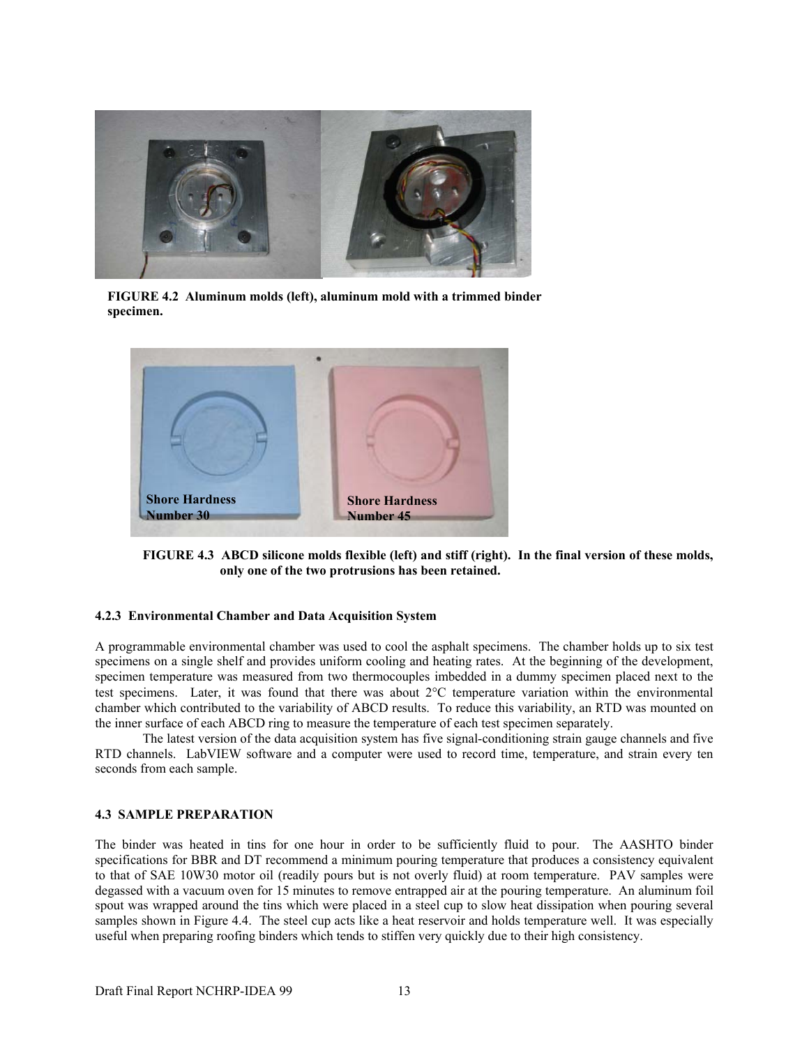FIGURE 4.2 Aluminum molds (left), aluminum mold with a trimmed binder specimen.

FIGURE 4.3 ABCD silicone molds flexible (left) and stiff (right). In the final version of these molds, only one of the two protrusions has been retained.

### 4.2.3 Environmental Chamber and Data Acquisition System

A programmable environmental chamber was used to cool the asphalt specimens. The chamber holds up to six test specimens on a single shelf and provides uniform cooling and heating rates. At the beginning of the development, specimen temperature was measured from two thermocouples imbedded in a dummy specimen placed next to the test specimens. Later, it was found that there was about 2°C temperature variation within the environmental chamber which contributed to the variability of ABCD results. To reduce this variability, an RTD was mounted on the inner surface of each ABCD ring to measure the temperature of each test specimen separately.

The latest version of the data acquisition system has five signal-conditioning strain gauge channels and five RTD channels. LabVIEW software and a computer were used to record time, temperature, and strain every ten seconds from each sample.

## 4.3 SAMPLE PREPARATION

The binder was heated in tins for one hour in order to be sufficiently fluid to pour. The AASHTO binder specifications for BBR and DT recommend a minimum pouring temperature that produces a consistency equivalent to that of SAE 10W30 motor oil (readily pours but is not overly fluid) at room temperature. PAV samples were degassed with a vacuum oven for 15 minutes to remove entrapped air at the pouring temperature. An aluminum foil spout was wrapped around the tins which were placed in a steel cup to slow heat dissipation when pouring several samples shown in Figure 4.4. The steel cup acts like a heat reservoir and holds temperature well. It was especially useful when preparing roofing binders which tends to stiffen very quickly due to their high consistency.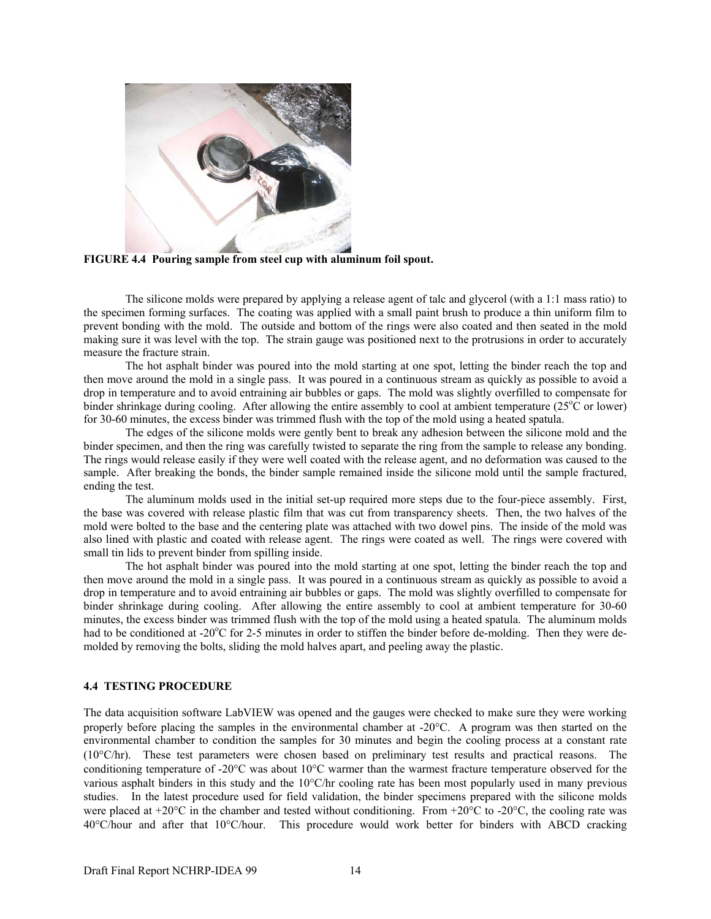FIGURE 4.4 Pouring sample from steel cup with aluminum foil spout.

The silicone molds were prepared by applying a release agent of talc and glycerol (with a 1:1 mass ratio) to the specimen forming surfaces. The coating was applied with a small paint brush to produce a thin uniform film to prevent bonding with the mold. The outside and bottom of the rings were also coated and then seated in the mold making sure it was level with the top. The strain gauge was positioned next to the protrusions in order to accurately measure the fracture strain.

The hot asphalt binder was poured into the mold starting at one spot, letting the binder reach the top and then move around the mold in a single pass. It was poured in a continuous stream as quickly as possible to avoid a drop in temperature and to avoid entraining air bubbles or gaps. The mold was slightly overfilled to compensate for binder shrinkage during cooling. After allowing the entire assembly to cool at ambient temperature (25°C or lower) for 30-60 minutes, the excess binder was trimmed flush with the top of the mold using a heated spatula.

The edges of the silicone molds were gently bent to break any adhesion between the silicone mold and the binder specimen, and then the ring was carefully twisted to separate the ring from the sample to release any bonding. The rings would release easily if they were well coated with the release agent, and no deformation was caused to the sample. After breaking the bonds, the binder sample remained inside the silicone mold until the sample fractured, ending the test.

The aluminum molds used in the initial set-up required more steps due to the four-piece assembly. First, the base was covered with release plastic film that was cut from transparency sheets. Then, the two halves of the mold were bolted to the base and the centering plate was attached with two dowel pins. The inside of the mold was also lined with plastic and coated with release agent. The rings were coated as well. The rings were covered with small tin lids to prevent binder from spilling inside.

The hot asphalt binder was poured into the mold starting at one spot, letting the binder reach the top and then move around the mold in a single pass. It was poured in a continuous stream as quickly as possible to avoid a drop in temperature and to avoid entraining air bubbles or gaps. The mold was slightly overfilled to compensate for binder shrinkage during cooling. After allowing the entire assembly to cool at ambient temperature for 30-60 minutes, the excess binder was trimmed flush with the top of the mold using a heated spatula. The aluminum molds had to be conditioned at -20°C for 2-5 minutes in order to stiffen the binder before de-molding. Then they were de-molded by removing the bolts, sliding the mold halves apart, and peeling away the plastic.

### 4.4 TESTING PROCEDURE

The data acquisition software LabVIEW was opened and the gauges were checked to make sure they were working properly before placing the samples in the environmental chamber at -20°C. A program was then started on the environmental chamber to condition the samples for 30 minutes and begin the cooling process at a constant rate (10°C/hr). These test parameters were chosen based on preliminary test results and practical reasons. The conditioning temperature of -20°C was about 10°C warmer than the warmest fracture temperature observed for the various asphalt binders in this study and the 10°C/hr cooling rate has been most popularly used in many previous studies. In the latest procedure used for field validation, the binder specimens prepared with the silicone molds were placed at +20°C in the chamber and tested without conditioning. From +20°C to -20°C, the cooling rate was 40°C/hour and after that 10°C/hour. This procedure would work better for binders with ABCD cracking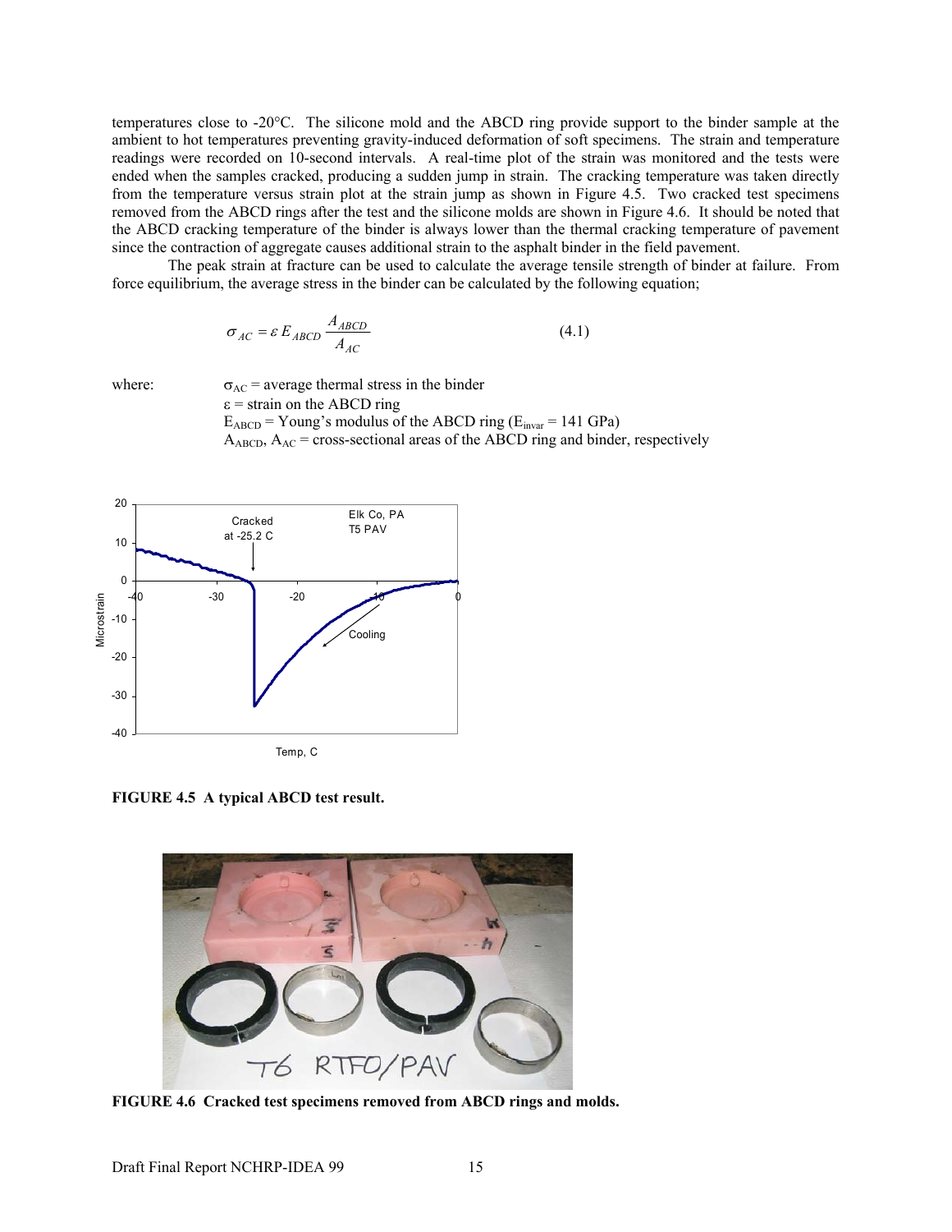temperatures close to -20°C. The silicone mold and the ABCD ring provide support to the binder sample at the ambient to hot temperatures preventing gravity-induced deformation of soft specimens. The strain and temperature readings were recorded on 10-second intervals. A real-time plot of the strain was monitored and the tests were ended when the samples cracked, producing a sudden jump in strain. The cracking temperature was taken directly from the temperature versus strain plot at the strain jump as shown in Figure 4.5. Two cracked test specimens removed from the ABCD rings after the test and the silicone molds are shown in Figure 4.6. It should be noted that the ABCD cracking temperature of the binder is always lower than the thermal cracking temperature of pavement since the contraction of aggregate causes additional strain to the asphalt binder in the field pavement.

The peak strain at fracture can be used to calculate the average tensile strength of binder at failure. From force equilibrium, the average stress in the binder can be calculated by the following equation;

$$\sigma_{AC} = \varepsilon E_{ABCD} \frac{A_{ABCD}}{A_{AC}} \tag{4.1}$$

where:
$\sigma_{AC}$ = average thermal stress in the binder
$\varepsilon$ = strain on the ABCD ring
$E_{ABCD}$ = Young's modulus of the ABCD ring ($E_{invar}$ = 141 GPa)
$A_{ABCD}$, $A_{AC}$ = cross-sectional areas of the ABCD ring and binder, respectively

**FIGURE 4.5 A typical ABCD test result.**

**FIGURE 4.6 Cracked test specimens removed from ABCD rings and molds.**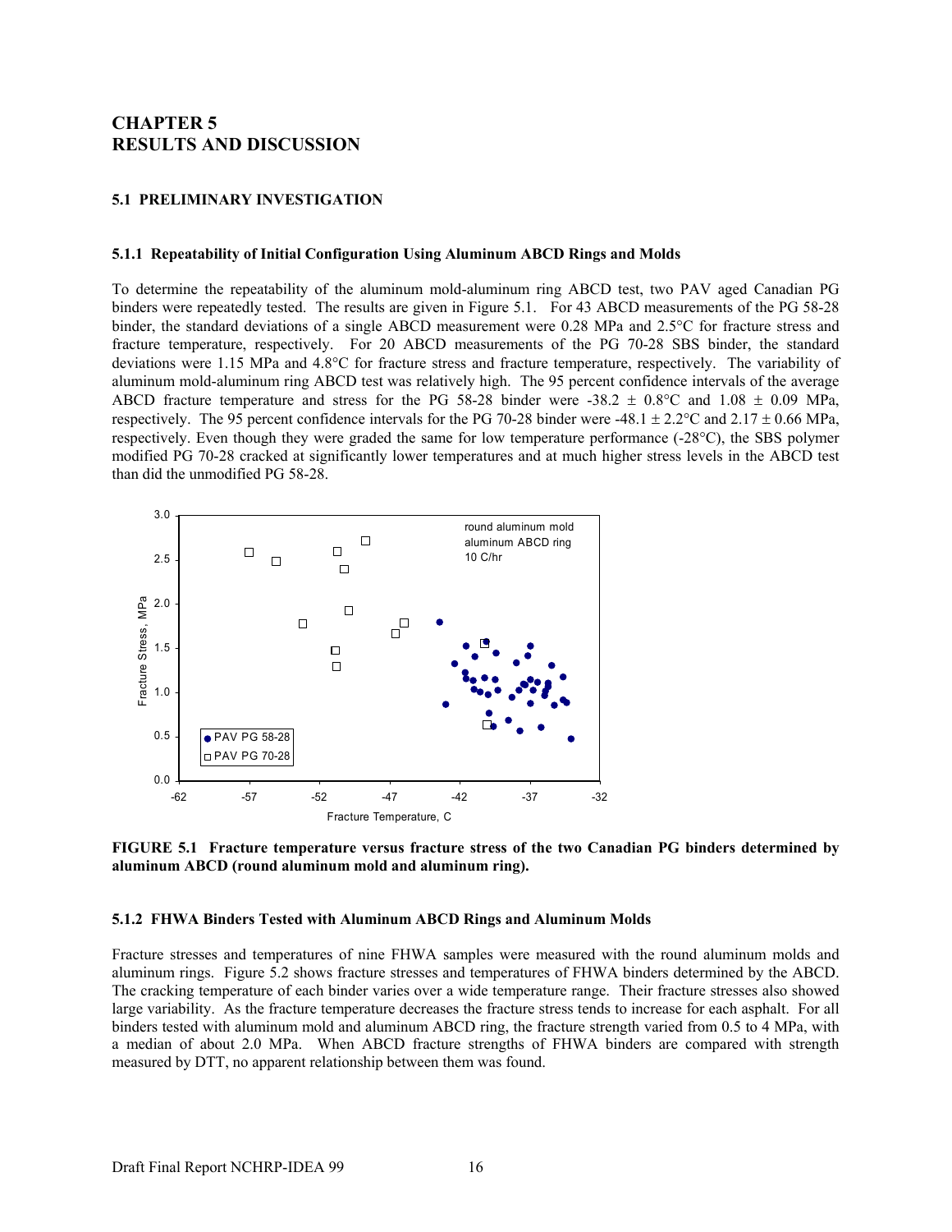# CHAPTER 5
# RESULTS AND DISCUSSION

## 5.1 PRELIMINARY INVESTIGATION

### 5.1.1 Repeatability of Initial Configuration Using Aluminum ABCD Rings and Molds

To determine the repeatability of the aluminum mold-aluminum ring ABCD test, two PAV aged Canadian PG binders were repeatedly tested. The results are given in Figure 5.1. For 43 ABCD measurements of the PG 58-28 binder, the standard deviations of a single ABCD measurement were 0.28 MPa and 2.5°C for fracture stress and fracture temperature, respectively. For 20 ABCD measurements of the PG 70-28 SBS binder, the standard deviations were 1.15 MPa and 4.8°C for fracture stress and fracture temperature, respectively. The variability of aluminum mold-aluminum ring ABCD test was relatively high. The 95 percent confidence intervals of the average ABCD fracture temperature and stress for the PG 58-28 binder were -38.2 ± 0.8°C and 1.08 ± 0.09 MPa, respectively. The 95 percent confidence intervals for the PG 70-28 binder were -48.1 ± 2.2°C and 2.17 ± 0.66 MPa, respectively. Even though they were graded the same for low temperature performance (-28°C), the SBS polymer modified PG 70-28 cracked at significantly lower temperatures and at much higher stress levels in the ABCD test than did the unmodified PG 58-28.

**FIGURE 5.1 Fracture temperature versus fracture stress of the two Canadian PG binders determined by aluminum ABCD (round aluminum mold and aluminum ring).**

### 5.1.2 FHWA Binders Tested with Aluminum ABCD Rings and Aluminum Molds

Fracture stresses and temperatures of nine FHWA samples were measured with the round aluminum molds and aluminum rings. Figure 5.2 shows fracture stresses and temperatures of FHWA binders determined by the ABCD. The cracking temperature of each binder varies over a wide temperature range. Their fracture stresses also showed large variability. As the fracture temperature decreases the fracture stress tends to increase for each asphalt. For all binders tested with aluminum mold and aluminum ABCD ring, the fracture strength varied from 0.5 to 4 MPa, with a median of about 2.0 MPa. When ABCD fracture strengths of FHWA binders are compared with strength measured by DTT, no apparent relationship between them was found.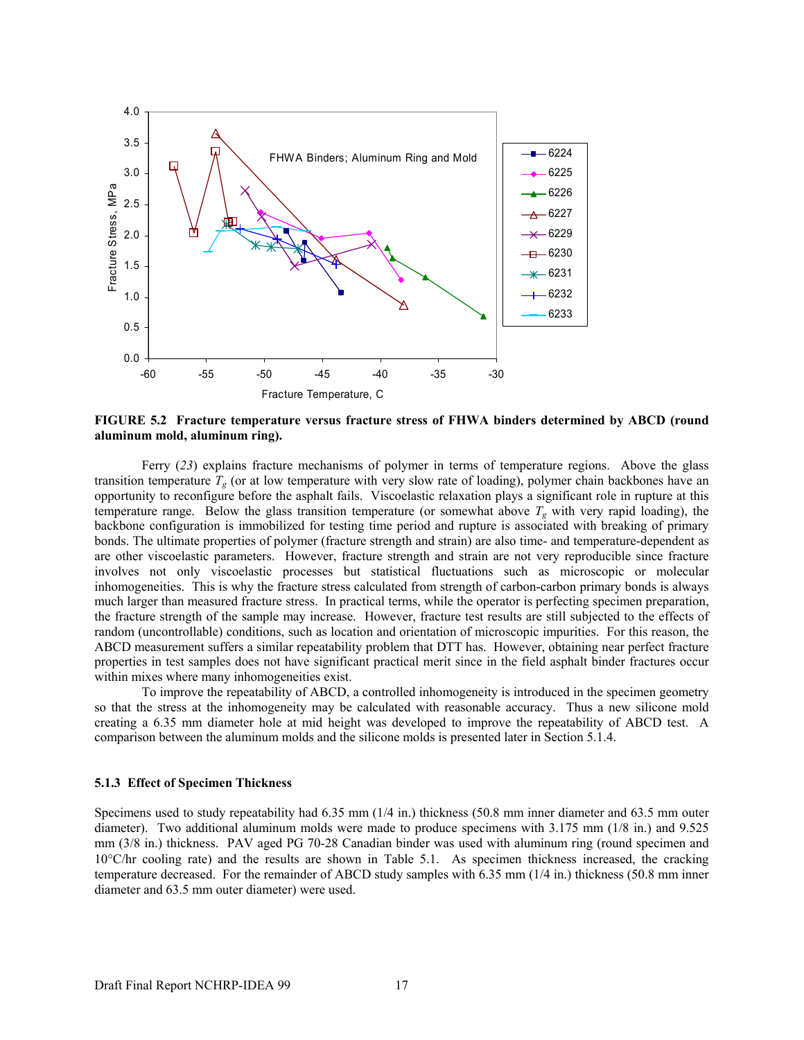**FIGURE 5.2 Fracture temperature versus fracture stress of FHWA binders determined by ABCD (round aluminum mold, aluminum ring).**

Ferry (*23*) explains fracture mechanisms of polymer in terms of temperature regions. Above the glass transition temperature $T_g$ (or at low temperature with very slow rate of loading), polymer chain backbones have an opportunity to reconfigure before the asphalt fails. Viscoelastic relaxation plays a significant role in rupture at this temperature range. Below the glass transition temperature (or somewhat above $T_g$ with very rapid loading), the backbone configuration is immobilized for testing time period and rupture is associated with breaking of primary bonds. The ultimate properties of polymer (fracture strength and strain) are also time- and temperature-dependent as are other viscoelastic parameters. However, fracture strength and strain are not very reproducible since fracture involves not only viscoelastic processes but statistical fluctuations such as microscopic or molecular inhomogeneities. This is why the fracture stress calculated from strength of carbon-carbon primary bonds is always much larger than measured fracture stress. In practical terms, while the operator is perfecting specimen preparation, the fracture strength of the sample may increase. However, fracture test results are still subjected to the effects of random (uncontrollable) conditions, such as location and orientation of microscopic impurities. For this reason, the ABCD measurement suffers a similar repeatability problem that DTT has. However, obtaining near perfect fracture properties in test samples does not have significant practical merit since in the field asphalt binder fractures occur within mixes where many inhomogeneities exist.

To improve the repeatability of ABCD, a controlled inhomogeneity is introduced in the specimen geometry so that the stress at the inhomogeneity may be calculated with reasonable accuracy. Thus a new silicone mold creating a 6.35 mm diameter hole at mid height was developed to improve the repeatability of ABCD test. A comparison between the aluminum molds and the silicone molds is presented later in Section 5.1.4.

### 5.1.3 Effect of Specimen Thickness

Specimens used to study repeatability had 6.35 mm (1/4 in.) thickness (50.8 mm inner diameter and 63.5 mm outer diameter). Two additional aluminum molds were made to produce specimens with 3.175 mm (1/8 in.) and 9.525 mm (3/8 in.) thickness. PAV aged PG 70-28 Canadian binder was used with aluminum ring (round specimen and 10°C/hr cooling rate) and the results are shown in Table 5.1. As specimen thickness increased, the cracking temperature decreased. For the remainder of ABCD study samples with 6.35 mm (1/4 in.) thickness (50.8 mm inner diameter and 63.5 mm outer diameter) were used.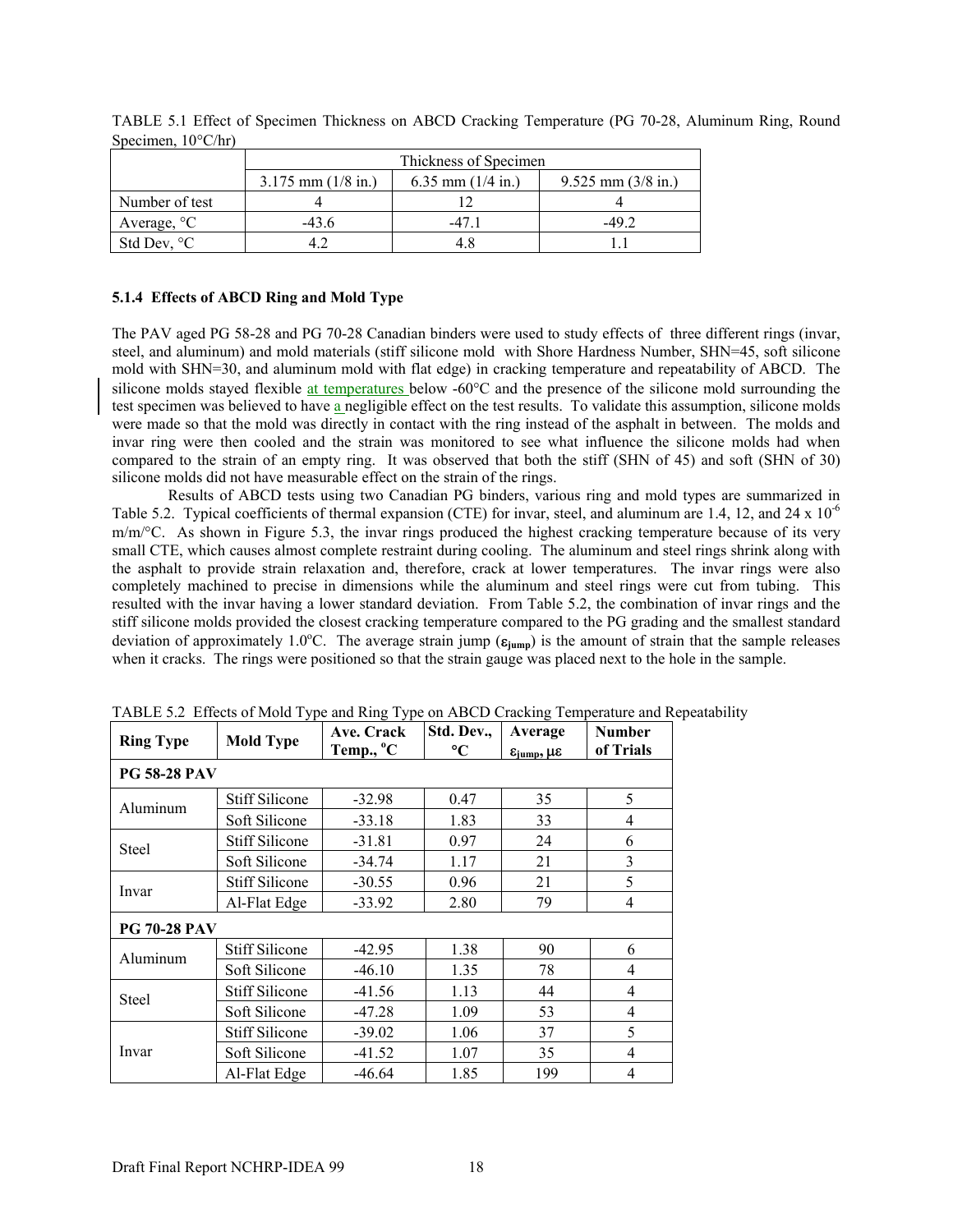TABLE 5.1 Effect of Specimen Thickness on ABCD Cracking Temperature (PG 70-28, Aluminum Ring, Round Specimen, 10°C/hr)

| | Thickness of Specimen | | |
|---|---|---|---|
| | 3.175 mm (1/8 in.) | 6.35 mm (1/4 in.) | 9.525 mm (3/8 in.) |
| Number of test | 4 | 12 | 4 |
| Average, °C | -43.6 | -47.1 | -49.2 |
| Std Dev, °C | 4.2 | 4.8 | 1.1 |

### 5.1.4 Effects of ABCD Ring and Mold Type

The PAV aged PG 58-28 and PG 70-28 Canadian binders were used to study effects of three different rings (invar, steel, and aluminum) and mold materials (stiff silicone mold with Shore Hardness Number, SHN=45, soft silicone mold with SHN=30, and aluminum mold with flat edge) in cracking temperature and repeatability of ABCD. The silicone molds stayed flexible at temperatures below -60°C and the presence of the silicone mold surrounding the test specimen was believed to have a negligible effect on the test results. To validate this assumption, silicone molds were made so that the mold was directly in contact with the ring instead of the asphalt in between. The molds and invar ring were then cooled and the strain was monitored to see what influence the silicone molds had when compared to the strain of an empty ring. It was observed that both the stiff (SHN of 45) and soft (SHN of 30) silicone molds did not have measurable effect on the strain of the rings.

Results of ABCD tests using two Canadian PG binders, various ring and mold types are summarized in Table 5.2. Typical coefficients of thermal expansion (CTE) for invar, steel, and aluminum are 1.4, 12, and 24 x $10^{-6}$ m/m/°C. As shown in Figure 5.3, the invar rings produced the highest cracking temperature because of its very small CTE, which causes almost complete restraint during cooling. The aluminum and steel rings shrink along with the asphalt to provide strain relaxation and, therefore, crack at lower temperatures. The invar rings were also completely machined to precise in dimensions while the aluminum and steel rings were cut from tubing. This resulted with the invar having a lower standard deviation. From Table 5.2, the combination of invar rings and the stiff silicone molds provided the closest cracking temperature compared to the PG grading and the smallest standard deviation of approximately 1.0°C. The average strain jump ($\varepsilon_{jump}$) is the amount of strain that the sample releases when it cracks. The rings were positioned so that the strain gauge was placed next to the hole in the sample.

TABLE 5.2 Effects of Mold Type and Ring Type on ABCD Cracking Temperature and Repeatability

| **Ring Type** | **Mold Type** | **Ave. Crack Temp., °C** | **Std. Dev., °C** | **Average $\varepsilon_{jump}$, $\mu\varepsilon$** | **Number of Trials** |
|---|---|---|---|---|---|
| **PG 58-28 PAV** | | | | | |
| Aluminum | Stiff Silicone | -32.98 | 0.47 | 35 | 5 |
| | Soft Silicone | -33.18 | 1.83 | 33 | 4 |
| Steel | Stiff Silicone | -31.81 | 0.97 | 24 | 6 |
| | Soft Silicone | -34.74 | 1.17 | 21 | 3 |
| Invar | Stiff Silicone | -30.55 | 0.96 | 21 | 5 |
| | Al-Flat Edge | -33.92 | 2.80 | 79 | 4 |
| **PG 70-28 PAV** | | | | | |
| Aluminum | Stiff Silicone | -42.95 | 1.38 | 90 | 6 |
| | Soft Silicone | -46.10 | 1.35 | 78 | 4 |
| Steel | Stiff Silicone | -41.56 | 1.13 | 44 | 4 |
| | Soft Silicone | -47.28 | 1.09 | 53 | 4 |
| Invar | Stiff Silicone | -39.02 | 1.06 | 37 | 5 |
| | Soft Silicone | -41.52 | 1.07 | 35 | 4 |
| | Al-Flat Edge | -46.64 | 1.85 | 199 | 4 |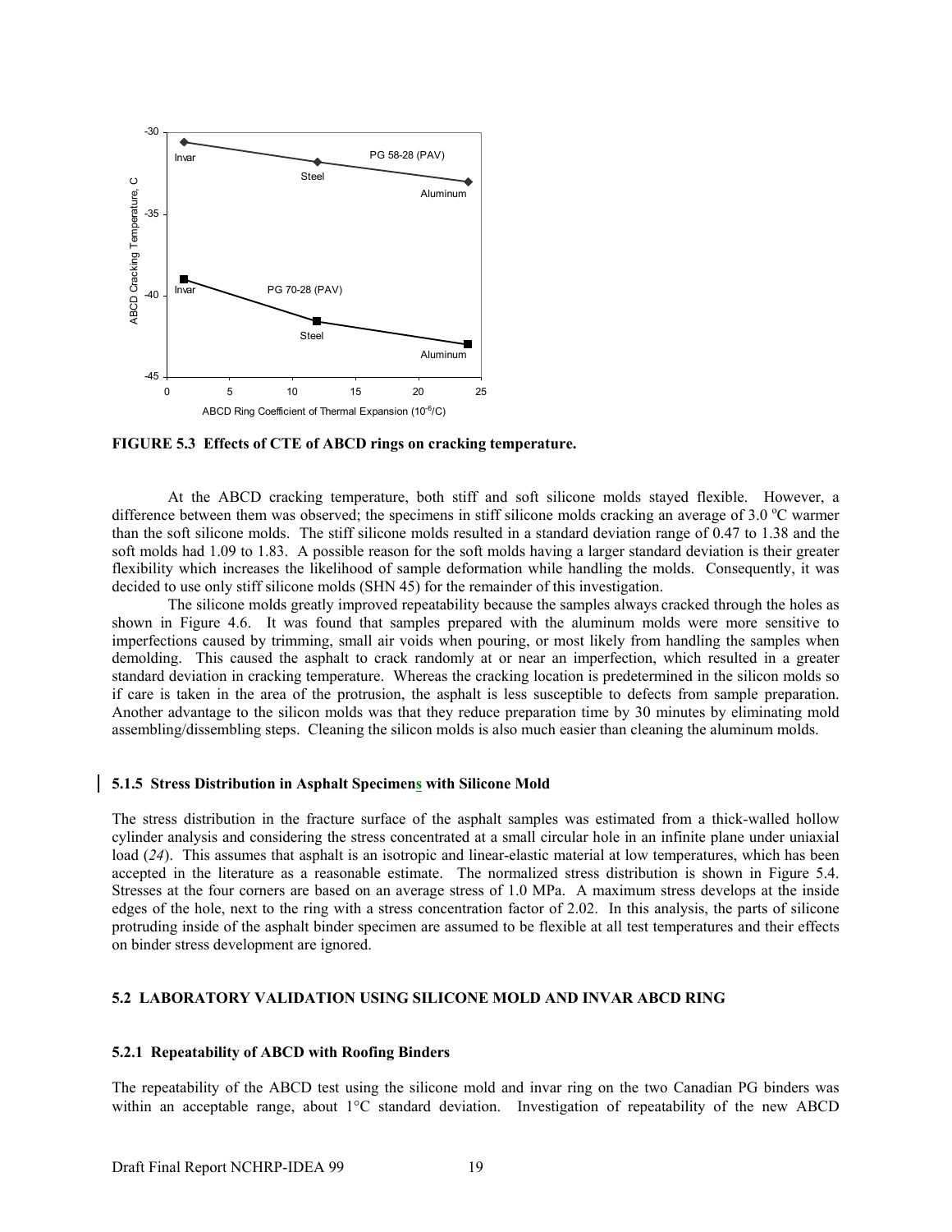FIGURE 5.3 Effects of CTE of ABCD rings on cracking temperature.

At the ABCD cracking temperature, both stiff and soft silicone molds stayed flexible. However, a difference between them was observed; the specimens in stiff silicone molds cracking an average of 3.0 °C warmer than the soft silicone molds. The stiff silicone molds resulted in a standard deviation range of 0.47 to 1.38 and the soft molds had 1.09 to 1.83. A possible reason for the soft molds having a larger standard deviation is their greater flexibility which increases the likelihood of sample deformation while handling the molds. Consequently, it was decided to use only stiff silicone molds (SHN 45) for the remainder of this investigation.

The silicone molds greatly improved repeatability because the samples always cracked through the holes as shown in Figure 4.6. It was found that samples prepared with the aluminum molds were more sensitive to imperfections caused by trimming, small air voids when pouring, or most likely from handling the samples when demolding. This caused the asphalt to crack randomly at or near an imperfection, which resulted in a greater standard deviation in cracking temperature. Whereas the cracking location is predetermined in the silicon molds so if care is taken in the area of the protrusion, the asphalt is less susceptible to defects from sample preparation. Another advantage to the silicon molds was that they reduce preparation time by 30 minutes by eliminating mold assembling/dissembling steps. Cleaning the silicon molds is also much easier than cleaning the aluminum molds.

### 5.1.5 Stress Distribution in Asphalt Specimens with Silicone Mold

The stress distribution in the fracture surface of the asphalt samples was estimated from a thick-walled hollow cylinder analysis and considering the stress concentrated at a small circular hole in an infinite plane under uniaxial load (*24*). This assumes that asphalt is an isotropic and linear-elastic material at low temperatures, which has been accepted in the literature as a reasonable estimate. The normalized stress distribution is shown in Figure 5.4. Stresses at the four corners are based on an average stress of 1.0 MPa. A maximum stress develops at the inside edges of the hole, next to the ring with a stress concentration factor of 2.02. In this analysis, the parts of silicone protruding inside of the asphalt binder specimen are assumed to be flexible at all test temperatures and their effects on binder stress development are ignored.

## 5.2 LABORATORY VALIDATION USING SILICONE MOLD AND INVAR ABCD RING

### 5.2.1 Repeatability of ABCD with Roofing Binders

The repeatability of the ABCD test using the silicone mold and invar ring on the two Canadian PG binders was within an acceptable range, about 1°C standard deviation. Investigation of repeatability of the new ABCD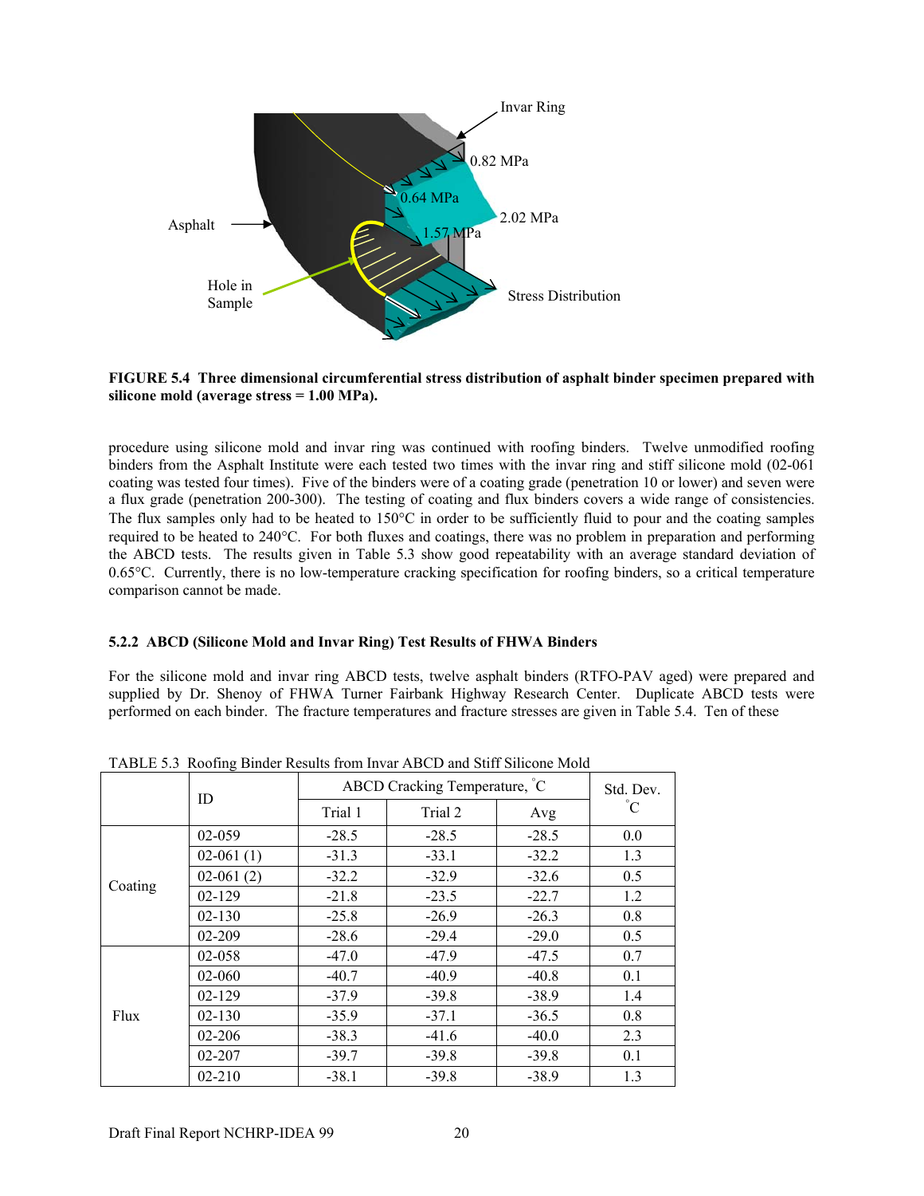**FIGURE 5.4 Three dimensional circumferential stress distribution of asphalt binder specimen prepared with silicone mold (average stress = 1.00 MPa).**

procedure using silicone mold and invar ring was continued with roofing binders. Twelve unmodified roofing binders from the Asphalt Institute were each tested two times with the invar ring and stiff silicone mold (02-061 coating was tested four times). Five of the binders were of a coating grade (penetration 10 or lower) and seven were a flux grade (penetration 200-300). The testing of coating and flux binders covers a wide range of consistencies. The flux samples only had to be heated to 150°C in order to be sufficiently fluid to pour and the coating samples required to be heated to 240°C. For both fluxes and coatings, there was no problem in preparation and performing the ABCD tests. The results given in Table 5.3 show good repeatability with an average standard deviation of 0.65°C. Currently, there is no low-temperature cracking specification for roofing binders, so a critical temperature comparison cannot be made.

### 5.2.2 ABCD (Silicone Mold and Invar Ring) Test Results of FHWA Binders

For the silicone mold and invar ring ABCD tests, twelve asphalt binders (RTFO-PAV aged) were prepared and supplied by Dr. Shenoy of FHWA Turner Fairbank Highway Research Center. Duplicate ABCD tests were performed on each binder. The fracture temperatures and fracture stresses are given in Table 5.4. Ten of these

TABLE 5.3 Roofing Binder Results from Invar ABCD and Stiff Silicone Mold

| | ID | ABCD Cracking Temperature, °C | | | Std. Dev. °C |
|---|---|---|---|---|---|
| | | Trial 1 | Trial 2 | Avg | |
| Coating | 02-059 | -28.5 | -28.5 | -28.5 | 0.0 |
| | 02-061 (1) | -31.3 | -33.1 | -32.2 | 1.3 |
| | 02-061 (2) | -32.2 | -32.9 | -32.6 | 0.5 |
| | 02-129 | -21.8 | -23.5 | -22.7 | 1.2 |
| | 02-130 | -25.8 | -26.9 | -26.3 | 0.8 |
| | 02-209 | -28.6 | -29.4 | -29.0 | 0.5 |
| Flux | 02-058 | -47.0 | -47.9 | -47.5 | 0.7 |
| | 02-060 | -40.7 | -40.9 | -40.8 | 0.1 |
| | 02-129 | -37.9 | -39.8 | -38.9 | 1.4 |
| | 02-130 | -35.9 | -37.1 | -36.5 | 0.8 |
| | 02-206 | -38.3 | -41.6 | -40.0 | 2.3 |
| | 02-207 | -39.7 | -39.8 | -39.8 | 0.1 |
| | 02-210 | -38.1 | -39.8 | -38.9 | 1.3 |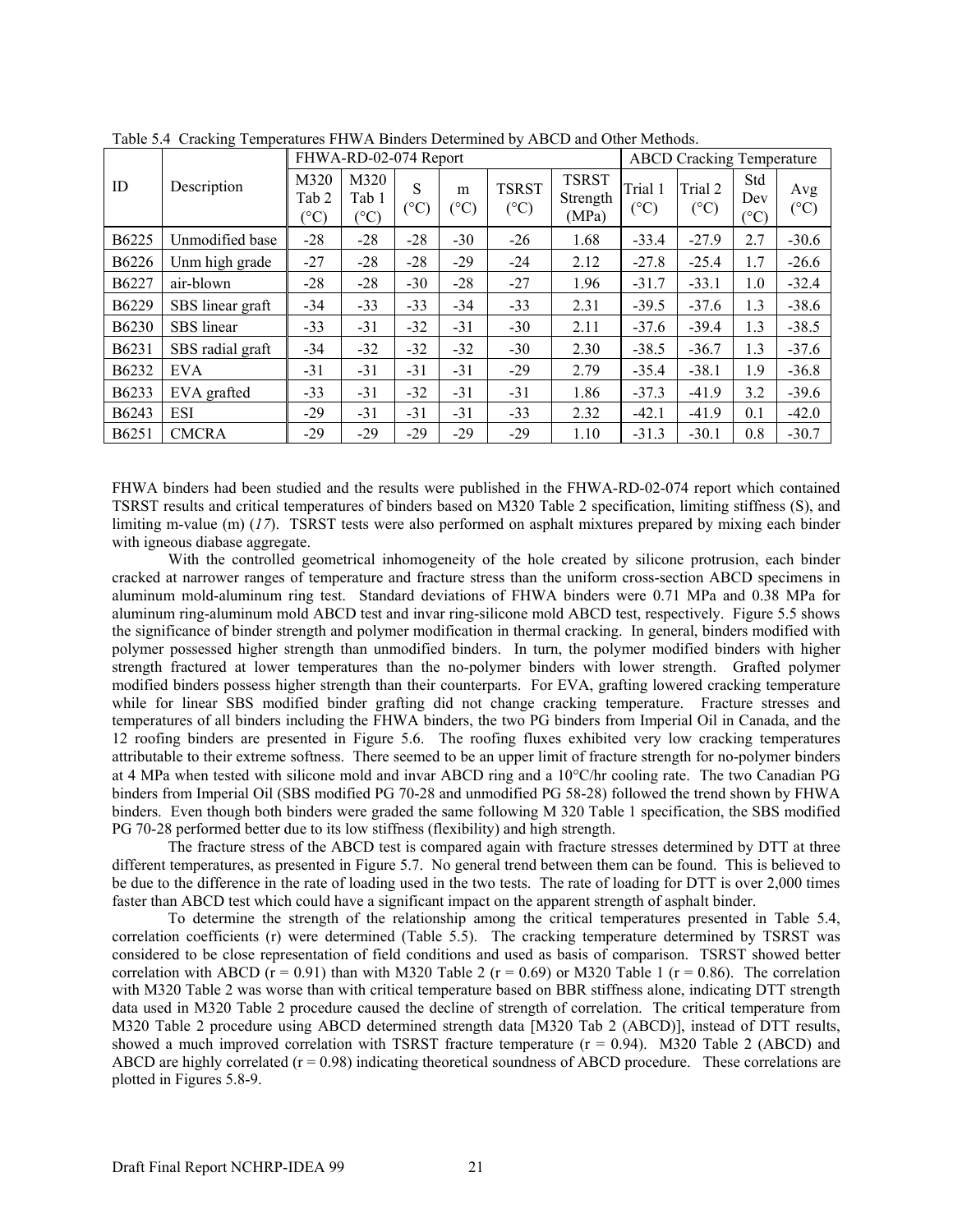Table 5.4 Cracking Temperatures FHWA Binders Determined by ABCD and Other Methods.

| ID | Description | FHWA-RD-02-074 Report | | | | | | ABCD Cracking Temperature | | | |
|---|---|---|---|---|---|---|---|---|---|---|---|
| | | M320 Tab 2 (°C) | M320 Tab 1 (°C) | S (°C) | m (°C) | TSRST (°C) | TSRST Strength (MPa) | Trial 1 (°C) | Trial 2 (°C) | Std Dev (°C) | Avg (°C) |
| B6225 | Unmodified base | -28 | -28 | -28 | -30 | -26 | 1.68 | -33.4 | -27.9 | 2.7 | -30.6 |
| B6226 | Unm high grade | -27 | -28 | -28 | -29 | -24 | 2.12 | -27.8 | -25.4 | 1.7 | -26.6 |
| B6227 | air-blown | -28 | -28 | -30 | -28 | -27 | 1.96 | -31.7 | -33.1 | 1.0 | -32.4 |
| B6229 | SBS linear graft | -34 | -33 | -33 | -34 | -33 | 2.31 | -39.5 | -37.6 | 1.3 | -38.6 |
| B6230 | SBS linear | -33 | -31 | -32 | -31 | -30 | 2.11 | -37.6 | -39.4 | 1.3 | -38.5 |
| B6231 | SBS radial graft | -34 | -32 | -32 | -32 | -30 | 2.30 | -38.5 | -36.7 | 1.3 | -37.6 |
| B6232 | EVA | -31 | -31 | -31 | -31 | -29 | 2.79 | -35.4 | -38.1 | 1.9 | -36.8 |
| B6233 | EVA grafted | -33 | -31 | -32 | -31 | -31 | 1.86 | -37.3 | -41.9 | 3.2 | -39.6 |
| B6243 | ESI | -29 | -31 | -31 | -31 | -33 | 2.32 | -42.1 | -41.9 | 0.1 | -42.0 |
| B6251 | CMCRA | -29 | -29 | -29 | -29 | -29 | 1.10 | -31.3 | -30.1 | 0.8 | -30.7 |

FHWA binders had been studied and the results were published in the FHWA-RD-02-074 report which contained TSRST results and critical temperatures of binders based on M320 Table 2 specification, limiting stiffness (S), and limiting m-value (m) (*17*). TSRST tests were also performed on asphalt mixtures prepared by mixing each binder with igneous diabase aggregate.

With the controlled geometrical inhomogeneity of the hole created by silicone protrusion, each binder cracked at narrower ranges of temperature and fracture stress than the uniform cross-section ABCD specimens in aluminum mold-aluminum ring test. Standard deviations of FHWA binders were 0.71 MPa and 0.38 MPa for aluminum ring-aluminum mold ABCD test and invar ring-silicone mold ABCD test, respectively. Figure 5.5 shows the significance of binder strength and polymer modification in thermal cracking. In general, binders modified with polymer possessed higher strength than unmodified binders. In turn, the polymer modified binders with higher strength fractured at lower temperatures than the no-polymer binders with lower strength. Grafted polymer modified binders possess higher strength than their counterparts. For EVA, grafting lowered cracking temperature while for linear SBS modified binder grafting did not change cracking temperature. Fracture stresses and temperatures of all binders including the FHWA binders, the two PG binders from Imperial Oil in Canada, and the 12 roofing binders are presented in Figure 5.6. The roofing fluxes exhibited very low cracking temperatures attributable to their extreme softness. There seemed to be an upper limit of fracture strength for no-polymer binders at 4 MPa when tested with silicone mold and invar ABCD ring and a 10°C/hr cooling rate. The two Canadian PG binders from Imperial Oil (SBS modified PG 70-28 and unmodified PG 58-28) followed the trend shown by FHWA binders. Even though both binders were graded the same following M 320 Table 1 specification, the SBS modified PG 70-28 performed better due to its low stiffness (flexibility) and high strength.

The fracture stress of the ABCD test is compared again with fracture stresses determined by DTT at three different temperatures, as presented in Figure 5.7. No general trend between them can be found. This is believed to be due to the difference in the rate of loading used in the two tests. The rate of loading for DTT is over 2,000 times faster than ABCD test which could have a significant impact on the apparent strength of asphalt binder.

To determine the strength of the relationship among the critical temperatures presented in Table 5.4, correlation coefficients (r) were determined (Table 5.5). The cracking temperature determined by TSRST was considered to be close representation of field conditions and used as basis of comparison. TSRST showed better correlation with ABCD ($r = 0.91$) than with M320 Table 2 ($r = 0.69$) or M320 Table 1 ($r = 0.86$). The correlation with M320 Table 2 was worse than with critical temperature based on BBR stiffness alone, indicating DTT strength data used in M320 Table 2 procedure caused the decline of strength of correlation. The critical temperature from M320 Table 2 procedure using ABCD determined strength data [M320 Tab 2 (ABCD)], instead of DTT results, showed a much improved correlation with TSRST fracture temperature ($r = 0.94$). M320 Table 2 (ABCD) and ABCD are highly correlated ($r = 0.98$) indicating theoretical soundness of ABCD procedure. These correlations are plotted in Figures 5.8-9.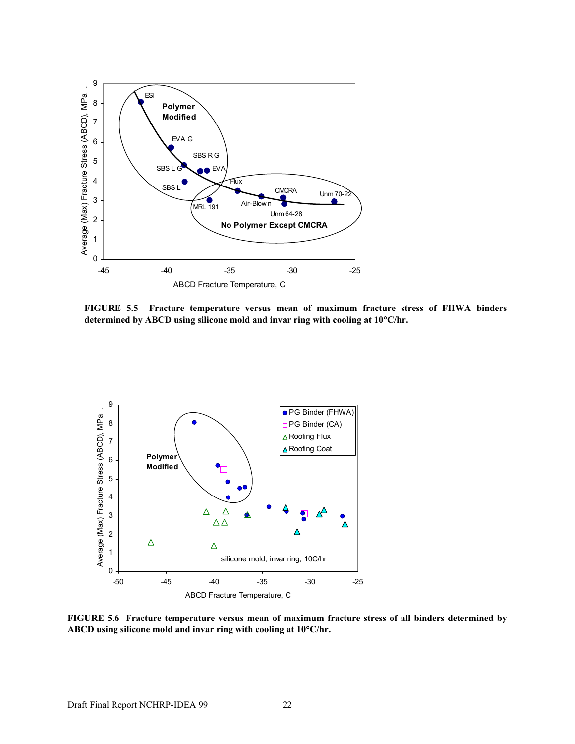FIGURE 5.5 Fracture temperature versus mean of maximum fracture stress of FHWA binders determined by ABCD using silicone mold and invar ring with cooling at 10°C/hr.

FIGURE 5.6 Fracture temperature versus mean of maximum fracture stress of all binders determined by ABCD using silicone mold and invar ring with cooling at 10°C/hr.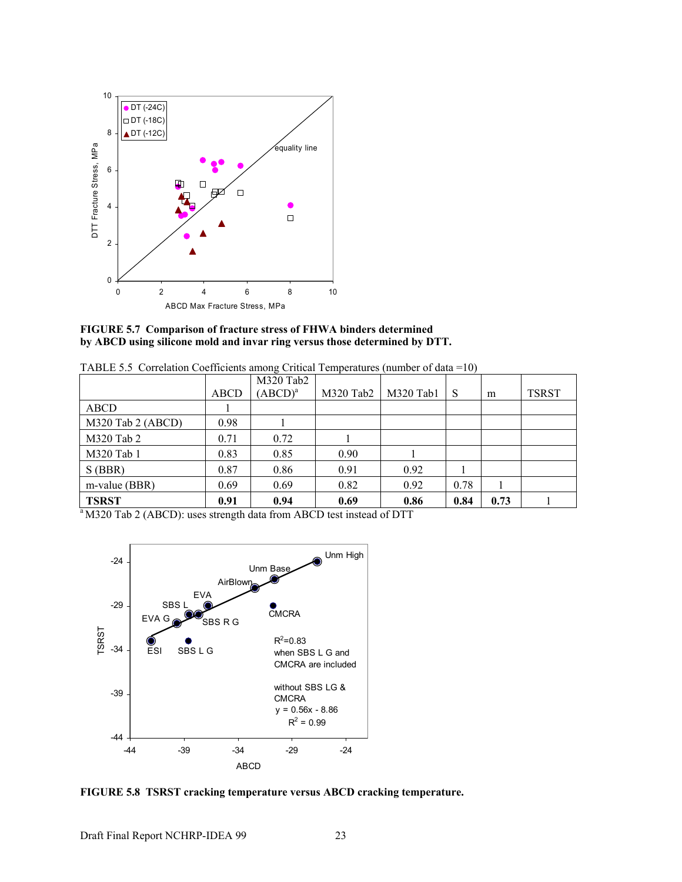**FIGURE 5.7 Comparison of fracture stress of FHWA binders determined by ABCD using silicone mold and invar ring versus those determined by DTT.**

TABLE 5.5 Correlation Coefficients among Critical Temperatures (number of data =10)

| | ABCD | M320 Tab2 (ABCD)[a] | M320 Tab2 | M320 Tab1 | S | m | TSRST |
|---|---|---|---|---|---|---|---|
| ABCD | 1 | | | | | | |
| M320 Tab 2 (ABCD) | 0.98 | 1 | | | | | |
| M320 Tab 2 | 0.71 | 0.72 | 1 | | | | |
| M320 Tab 1 | 0.83 | 0.85 | 0.90 | 1 | | | |
| S (BBR) | 0.87 | 0.86 | 0.91 | 0.92 | 1 | | |
| m-value (BBR) | 0.69 | 0.69 | 0.82 | 0.92 | 0.78 | 1 | |
| **TSRST** | **0.91** | **0.94** | **0.69** | **0.86** | **0.84** | **0.73** | 1 |

[a] M320 Tab 2 (ABCD): uses strength data from ABCD test instead of DTT

**FIGURE 5.8 TSRST cracking temperature versus ABCD cracking temperature.**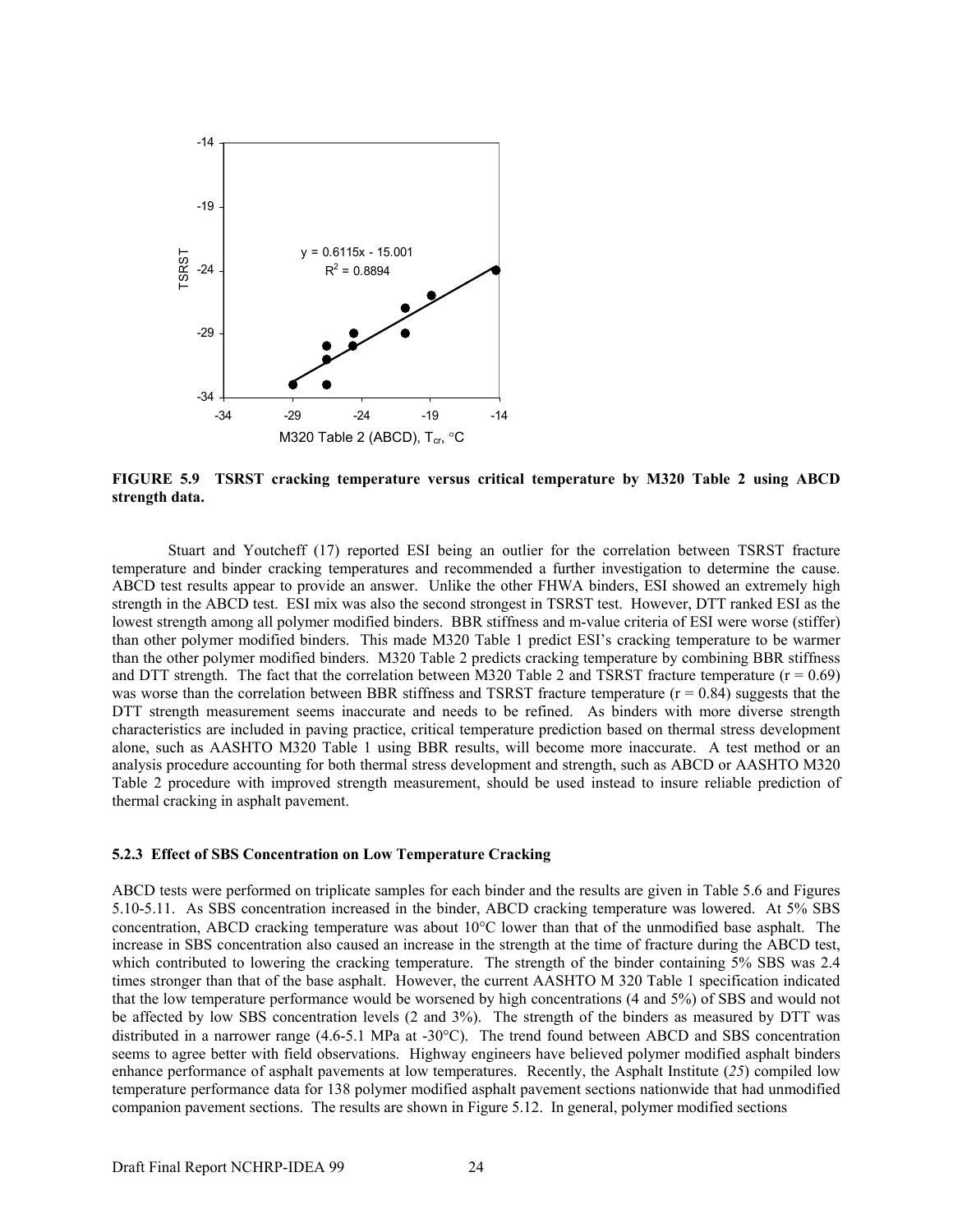**FIGURE 5.9 TSRST cracking temperature versus critical temperature by M320 Table 2 using ABCD strength data.**

Stuart and Youtcheff (17) reported ESI being an outlier for the correlation between TSRST fracture temperature and binder cracking temperatures and recommended a further investigation to determine the cause. ABCD test results appear to provide an answer. Unlike the other FHWA binders, ESI showed an extremely high strength in the ABCD test. ESI mix was also the second strongest in TSRST test. However, DTT ranked ESI as the lowest strength among all polymer modified binders. BBR stiffness and m-value criteria of ESI were worse (stiffer) than other polymer modified binders. This made M320 Table 1 predict ESI's cracking temperature to be warmer than the other polymer modified binders. M320 Table 2 predicts cracking temperature by combining BBR stiffness and DTT strength. The fact that the correlation between M320 Table 2 and TSRST fracture temperature ($r = 0.69$) was worse than the correlation between BBR stiffness and TSRST fracture temperature ($r = 0.84$) suggests that the DTT strength measurement seems inaccurate and needs to be refined. As binders with more diverse strength characteristics are included in paving practice, critical temperature prediction based on thermal stress development alone, such as AASHTO M320 Table 1 using BBR results, will become more inaccurate. A test method or an analysis procedure accounting for both thermal stress development and strength, such as ABCD or AASHTO M320 Table 2 procedure with improved strength measurement, should be used instead to insure reliable prediction of thermal cracking in asphalt pavement.

### 5.2.3 Effect of SBS Concentration on Low Temperature Cracking

ABCD tests were performed on triplicate samples for each binder and the results are given in Table 5.6 and Figures 5.10-5.11. As SBS concentration increased in the binder, ABCD cracking temperature was lowered. At 5% SBS concentration, ABCD cracking temperature was about 10°C lower than that of the unmodified base asphalt. The increase in SBS concentration also caused an increase in the strength at the time of fracture during the ABCD test, which contributed to lowering the cracking temperature. The strength of the binder containing 5% SBS was 2.4 times stronger than that of the base asphalt. However, the current AASHTO M 320 Table 1 specification indicated that the low temperature performance would be worsened by high concentrations (4 and 5%) of SBS and would not be affected by low SBS concentration levels (2 and 3%). The strength of the binders as measured by DTT was distributed in a narrower range (4.6-5.1 MPa at -30°C). The trend found between ABCD and SBS concentration seems to agree better with field observations. Highway engineers have believed polymer modified asphalt binders enhance performance of asphalt pavements at low temperatures. Recently, the Asphalt Institute (*25*) compiled low temperature performance data for 138 polymer modified asphalt pavement sections nationwide that had unmodified companion pavement sections. The results are shown in Figure 5.12. In general, polymer modified sections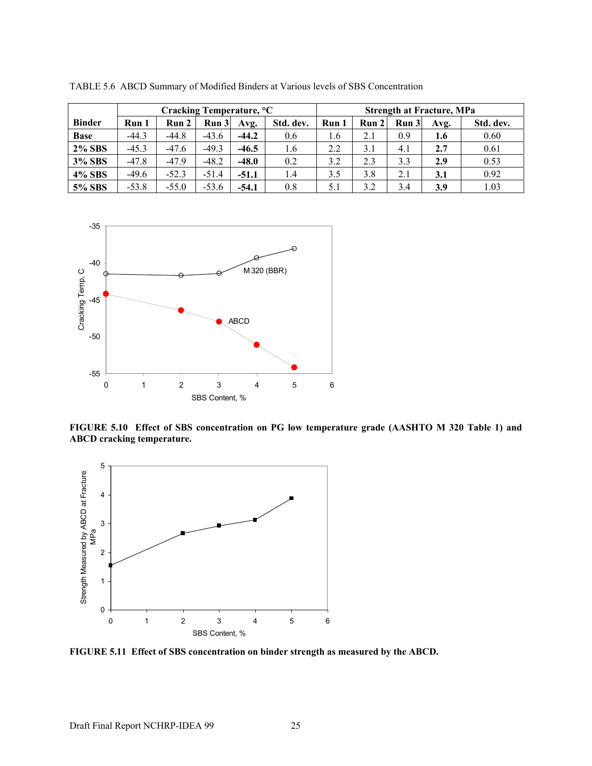TABLE 5.6 ABCD Summary of Modified Binders at Various levels of SBS Concentration

| Binder | Cracking Temperature, °C | | | | | Strength at Fracture, MPa | | | | |
|---|---|---|---|---|---|---|---|---|---|---|
| | Run 1 | Run 2 | Run 3 | Avg. | Std. dev. | Run 1 | Run 2 | Run 3 | Avg. | Std. dev. |
| **Base** | -44.3 | -44.8 | -43.6 | **-44.2** | 0.6 | 1.6 | 2.1 | 0.9 | **1.6** | 0.60 |
| **2% SBS** | -45.3 | -47.6 | -49.3 | **-46.5** | 1.6 | 2.2 | 3.1 | 4.1 | **2.7** | 0.61 |
| **3% SBS** | -47.8 | -47.9 | -48.2 | **-48.0** | 0.2 | 3.2 | 2.3 | 3.3 | **2.9** | 0.53 |
| **4% SBS** | -49.6 | -52.3 | -51.4 | **-51.1** | 1.4 | 3.5 | 3.8 | 2.1 | **3.1** | 0.92 |
| **5% SBS** | -53.8 | -55.0 | -53.6 | **-54.1** | 0.8 | 5.1 | 3.2 | 3.4 | **3.9** | 1.03 |

**FIGURE 5.10 Effect of SBS concentration on PG low temperature grade (AASHTO M 320 Table 1) and ABCD cracking temperature.**

**FIGURE 5.11 Effect of SBS concentration on binder strength as measured by the ABCD.**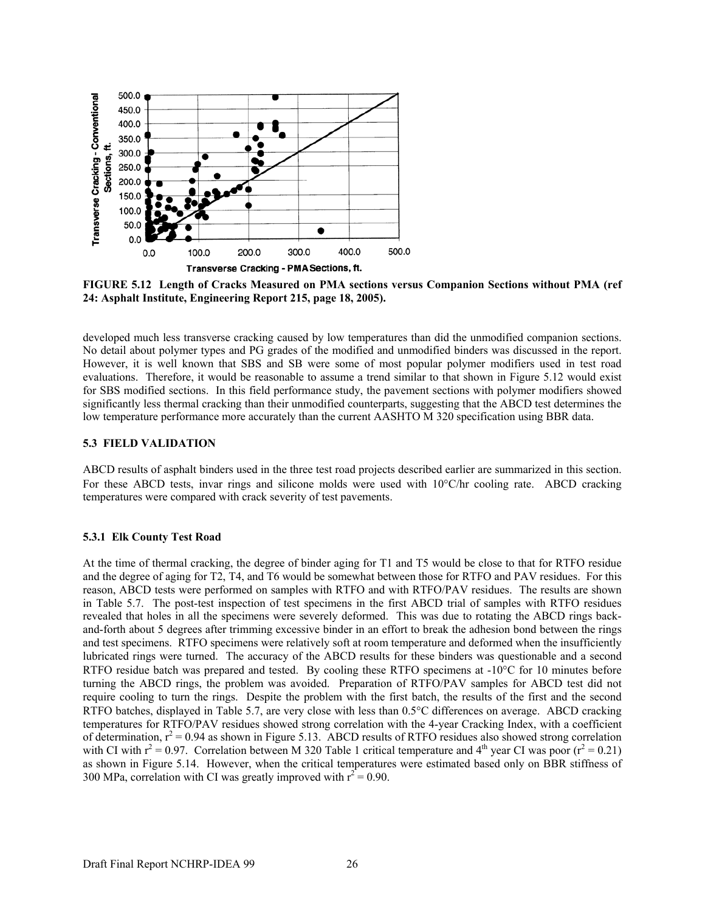FIGURE 5.12 Length of Cracks Measured on PMA sections versus Companion Sections without PMA (ref 24: Asphalt Institute, Engineering Report 215, page 18, 2005).

developed much less transverse cracking caused by low temperatures than did the unmodified companion sections. No detail about polymer types and PG grades of the modified and unmodified binders was discussed in the report. However, it is well known that SBS and SB were some of most popular polymer modifiers used in test road evaluations. Therefore, it would be reasonable to assume a trend similar to that shown in Figure 5.12 would exist for SBS modified sections. In this field performance study, the pavement sections with polymer modifiers showed significantly less thermal cracking than their unmodified counterparts, suggesting that the ABCD test determines the low temperature performance more accurately than the current AASHTO M 320 specification using BBR data.

### 5.3 FIELD VALIDATION

ABCD results of asphalt binders used in the three test road projects described earlier are summarized in this section. For these ABCD tests, invar rings and silicone molds were used with 10°C/hr cooling rate. ABCD cracking temperatures were compared with crack severity of test pavements.

#### 5.3.1 Elk County Test Road

At the time of thermal cracking, the degree of binder aging for T1 and T5 would be close to that for RTFO residue and the degree of aging for T2, T4, and T6 would be somewhat between those for RTFO and PAV residues. For this reason, ABCD tests were performed on samples with RTFO and with RTFO/PAV residues. The results are shown in Table 5.7. The post-test inspection of test specimens in the first ABCD trial of samples with RTFO residues revealed that holes in all the specimens were severely deformed. This was due to rotating the ABCD rings back-and-forth about 5 degrees after trimming excessive binder in an effort to break the adhesion bond between the rings and test specimens. RTFO specimens were relatively soft at room temperature and deformed when the insufficiently lubricated rings were turned. The accuracy of the ABCD results for these binders was questionable and a second RTFO residue batch was prepared and tested. By cooling these RTFO specimens at -10°C for 10 minutes before turning the ABCD rings, the problem was avoided. Preparation of RTFO/PAV samples for ABCD test did not require cooling to turn the rings. Despite the problem with the first batch, the results of the first and the second RTFO batches, displayed in Table 5.7, are very close with less than 0.5°C differences on average. ABCD cracking temperatures for RTFO/PAV residues showed strong correlation with the 4-year Cracking Index, with a coefficient of determination, $r^2 = 0.94$ as shown in Figure 5.13. ABCD results of RTFO residues also showed strong correlation with CI with $r^2 = 0.97$. Correlation between M 320 Table 1 critical temperature and 4th year CI was poor ($r^2 = 0.21$) as shown in Figure 5.14. However, when the critical temperatures were estimated based only on BBR stiffness of 300 MPa, correlation with CI was greatly improved with $r^2 = 0.90$.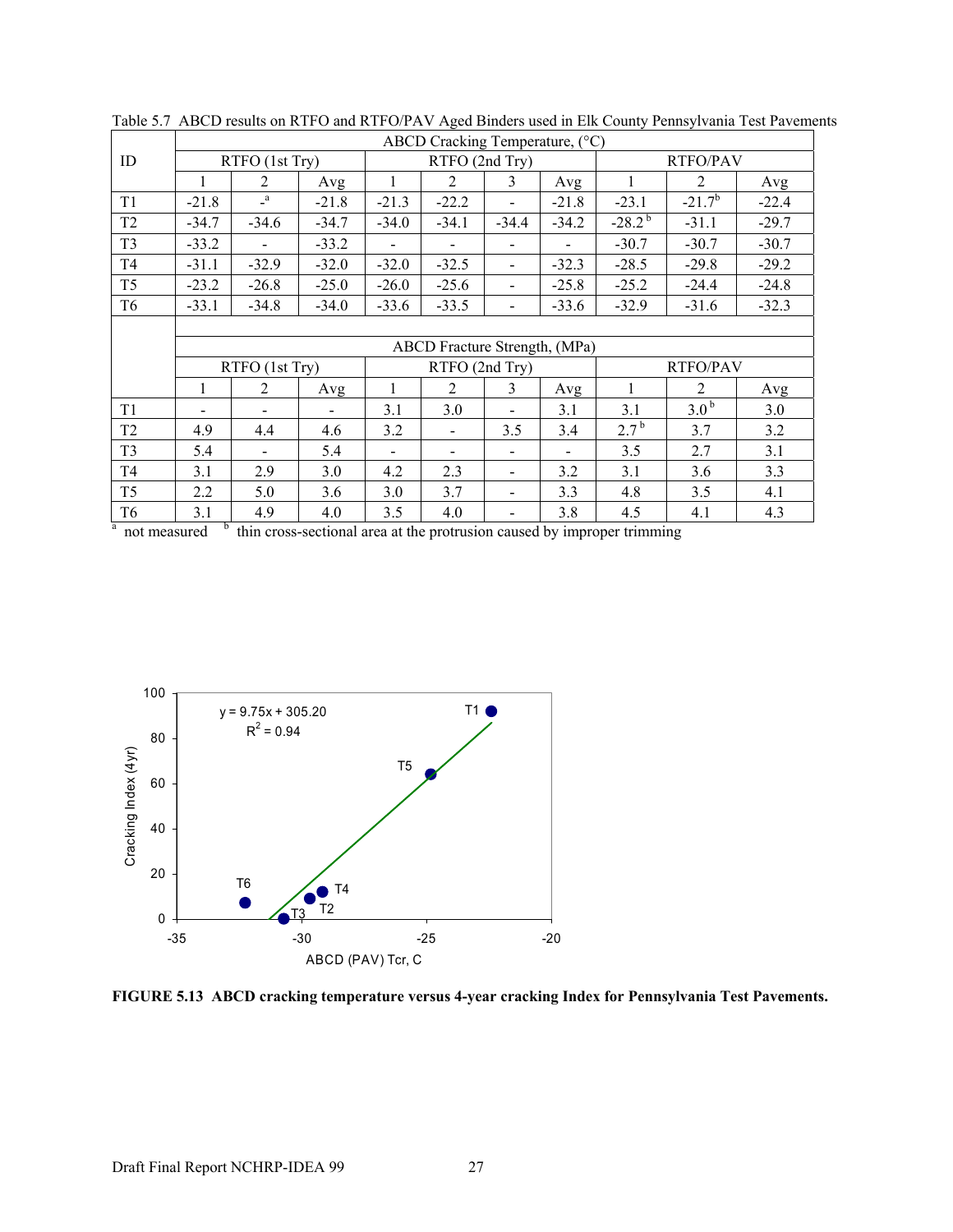Table 5.7 ABCD results on RTFO and RTFO/PAV Aged Binders used in Elk County Pennsylvania Test Pavements

| ID | ABCD Cracking Temperature, (°C) | | | | | | | | | |
|---|---|---|---|---|---|---|---|---|---|---|
| | RTFO (1st Try) | | | RTFO (2nd Try) | | | | RTFO/PAV | | |
| | 1 | 2 | Avg | 1 | 2 | 3 | Avg | 1 | 2 | Avg |
| T1 | -21.8 | -[a] | -21.8 | -21.3 | -22.2 | - | -21.8 | -23.1 | -21.7[b] | -22.4 |
| T2 | -34.7 | -34.6 | -34.7 | -34.0 | -34.1 | -34.4 | -34.2 | -28.2[b] | -31.1 | -29.7 |
| T3 | -33.2 | - | -33.2 | - | - | - | - | -30.7 | -30.7 | -30.7 |
| T4 | -31.1 | -32.9 | -32.0 | -32.0 | -32.5 | - | -32.3 | -28.5 | -29.8 | -29.2 |
| T5 | -23.2 | -26.8 | -25.0 | -26.0 | -25.6 | - | -25.8 | -25.2 | -24.4 | -24.8 |
| T6 | -33.1 | -34.8 | -34.0 | -33.6 | -33.5 | - | -33.6 | -32.9 | -31.6 | -32.3 |
| | ABCD Fracture Strength, (MPa) | | | | | | | | | |
| | RTFO (1st Try) | | | RTFO (2nd Try) | | | | RTFO/PAV | | |
| | 1 | 2 | Avg | 1 | 2 | 3 | Avg | 1 | 2 | Avg |
| T1 | - | - | - | 3.1 | 3.0 | - | 3.1 | 3.1 | 3.0[b] | 3.0 |
| T2 | 4.9 | 4.4 | 4.6 | 3.2 | - | 3.5 | 3.4 | 2.7[b] | 3.7 | 3.2 |
| T3 | 5.4 | - | 5.4 | - | - | - | - | 3.5 | 2.7 | 3.1 |
| T4 | 3.1 | 2.9 | 3.0 | 4.2 | 2.3 | - | 3.2 | 3.1 | 3.6 | 3.3 |
| T5 | 2.2 | 5.0 | 3.6 | 3.0 | 3.7 | - | 3.3 | 4.8 | 3.5 | 4.1 |
| T6 | 3.1 | 4.9 | 4.0 | 3.5 | 4.0 | - | 3.8 | 4.5 | 4.1 | 4.3 |

[a] not measured [b] thin cross-sectional area at the protrusion caused by improper trimming

**FIGURE 5.13 ABCD cracking temperature versus 4-year cracking Index for Pennsylvania Test Pavements.**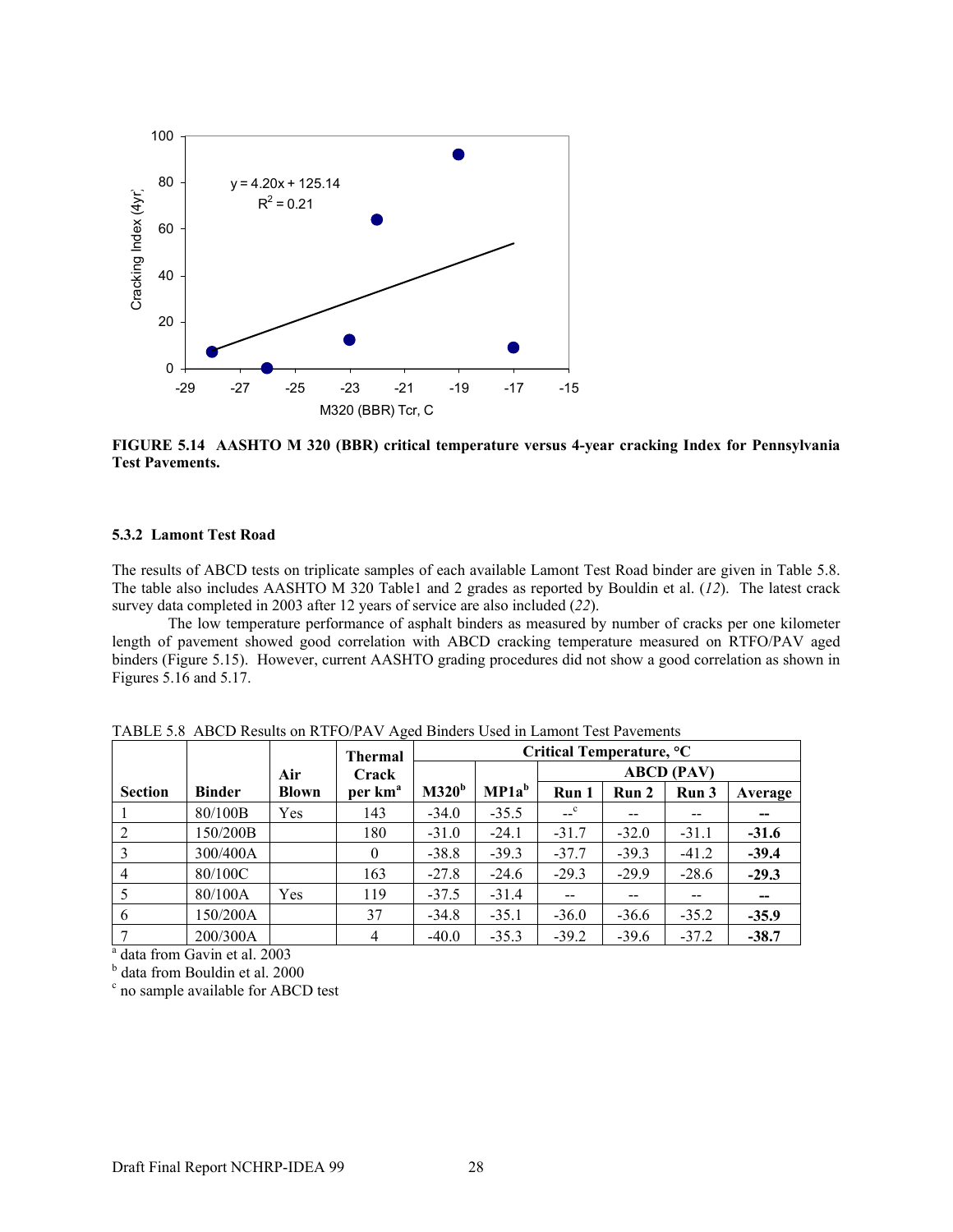**FIGURE 5.14 AASHTO M 320 (BBR) critical temperature versus 4-year cracking Index for Pennsylvania Test Pavements.**

### 5.3.2 Lamont Test Road

The results of ABCD tests on triplicate samples of each available Lamont Test Road binder are given in Table 5.8. The table also includes AASHTO M 320 Table1 and 2 grades as reported by Bouldin et al. (*12*). The latest crack survey data completed in 2003 after 12 years of service are also included (*22*).

The low temperature performance of asphalt binders as measured by number of cracks per one kilometer length of pavement showed good correlation with ABCD cracking temperature measured on RTFO/PAV aged binders (Figure 5.15). However, current AASHTO grading procedures did not show a good correlation as shown in Figures 5.16 and 5.17.

TABLE 5.8 ABCD Results on RTFO/PAV Aged Binders Used in Lamont Test Pavements

| Section | Binder | Air Blown | Thermal Crack per km[a] | Critical Temperature, °C | | | | | |
|---|---|---|---|---|---|---|---|---|---|
| | | | | M320[b] | MP1a[b] | ABCD (PAV) | | | |
| | | | | | | Run 1 | Run 2 | Run 3 | Average |
| 1 | 80/100B | Yes | 143 | -34.0 | -35.5 | --[c] | -- | -- | **--** |
| 2 | 150/200B | | 180 | -31.0 | -24.1 | -31.7 | -32.0 | -31.1 | **-31.6** |
| 3 | 300/400A | | 0 | -38.8 | -39.3 | -37.7 | -39.3 | -41.2 | **-39.4** |
| 4 | 80/100C | | 163 | -27.8 | -24.6 | -29.3 | -29.9 | -28.6 | **-29.3** |
| 5 | 80/100A | Yes | 119 | -37.5 | -31.4 | -- | -- | -- | **--** |
| 6 | 150/200A | | 37 | -34.8 | -35.1 | -36.0 | -36.6 | -35.2 | **-35.9** |
| 7 | 200/300A | | 4 | -40.0 | -35.3 | -39.2 | -39.6 | -37.2 | **-38.7** |

[a] data from Gavin et al. 2003
[b] data from Bouldin et al. 2000
[c] no sample available for ABCD test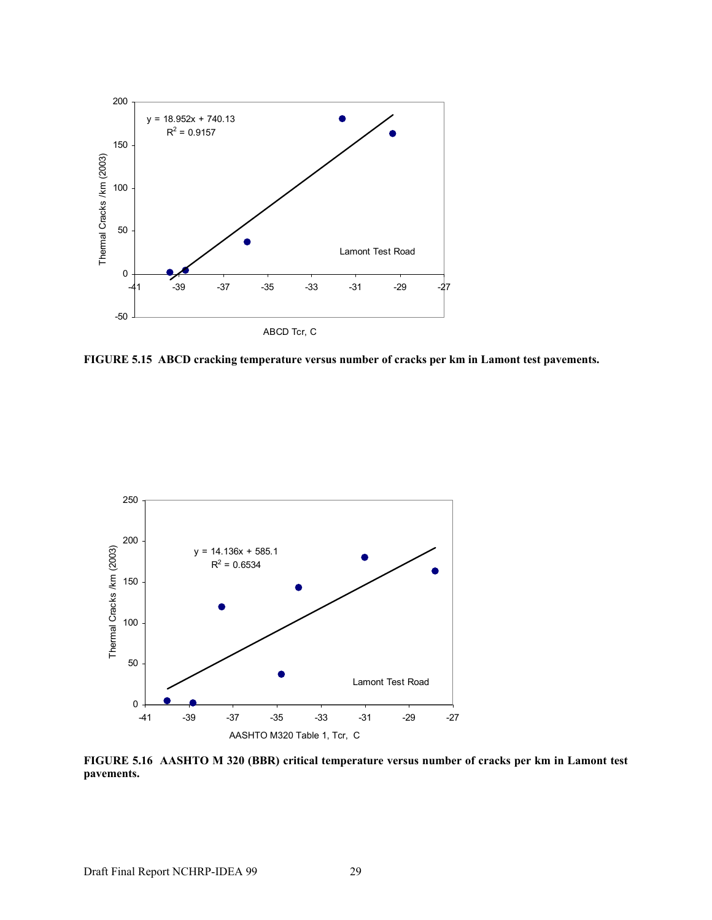FIGURE 5.15 ABCD cracking temperature versus number of cracks per km in Lamont test pavements.

FIGURE 5.16 AASHTO M 320 (BBR) critical temperature versus number of cracks per km in Lamont test pavements.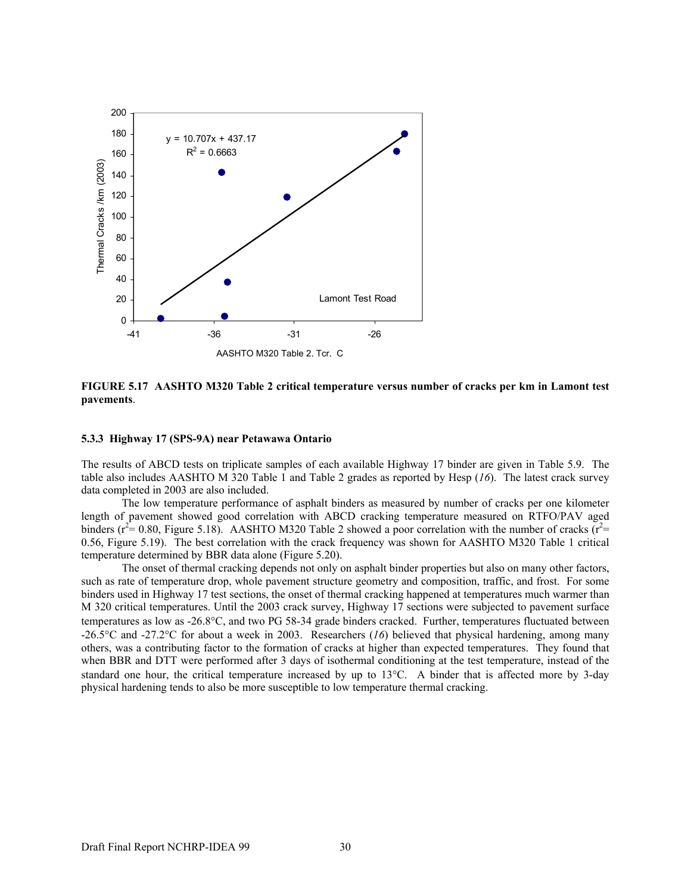**FIGURE 5.17 AASHTO M320 Table 2 critical temperature versus number of cracks per km in Lamont test pavements**.

### 5.3.3 Highway 17 (SPS-9A) near Petawawa Ontario

The results of ABCD tests on triplicate samples of each available Highway 17 binder are given in Table 5.9. The table also includes AASHTO M 320 Table 1 and Table 2 grades as reported by Hesp (*16*). The latest crack survey data completed in 2003 are also included.

The low temperature performance of asphalt binders as measured by number of cracks per one kilometer length of pavement showed good correlation with ABCD cracking temperature measured on RTFO/PAV aged binders ($r^2$= 0.80, Figure 5.18). AASHTO M320 Table 2 showed a poor correlation with the number of cracks ($r^2$= 0.56, Figure 5.19). The best correlation with the crack frequency was shown for AASHTO M320 Table 1 critical temperature determined by BBR data alone (Figure 5.20).

The onset of thermal cracking depends not only on asphalt binder properties but also on many other factors, such as rate of temperature drop, whole pavement structure geometry and composition, traffic, and frost. For some binders used in Highway 17 test sections, the onset of thermal cracking happened at temperatures much warmer than M 320 critical temperatures. Until the 2003 crack survey, Highway 17 sections were subjected to pavement surface temperatures as low as -26.8°C, and two PG 58-34 grade binders cracked. Further, temperatures fluctuated between -26.5°C and -27.2°C for about a week in 2003. Researchers (*16*) believed that physical hardening, among many others, was a contributing factor to the formation of cracks at higher than expected temperatures. They found that when BBR and DTT were performed after 3 days of isothermal conditioning at the test temperature, instead of the standard one hour, the critical temperature increased by up to 13°C. A binder that is affected more by 3-day physical hardening tends to also be more susceptible to low temperature thermal cracking.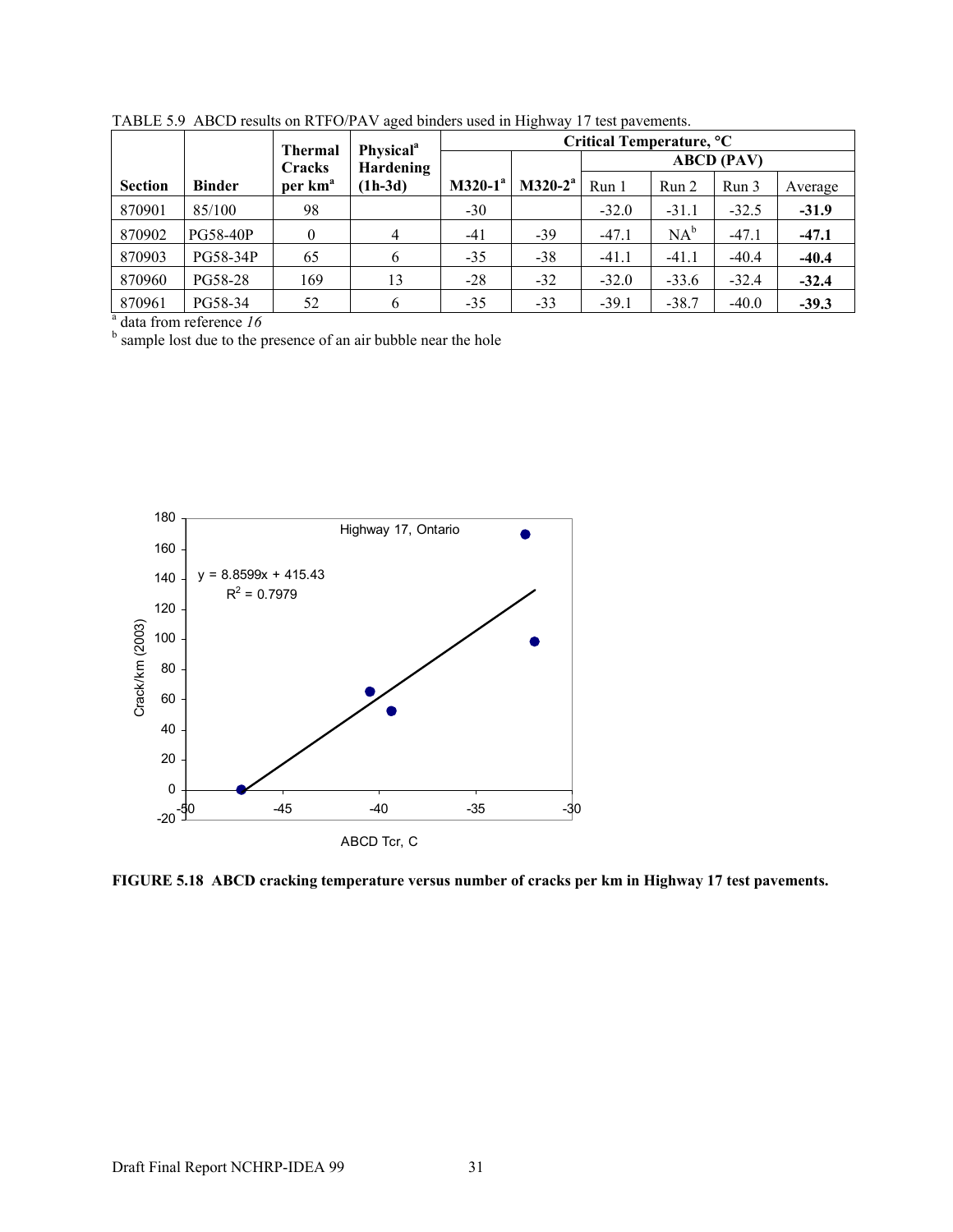TABLE 5.9 ABCD results on RTFO/PAV aged binders used in Highway 17 test pavements.

| Section | Binder | Thermal Cracks per km[a] | Physical[a] Hardening (1h-3d) | Critical Temperature, °C | | | | | |
|---|---|---|---|---|---|---|---|---|---|
| | | | | M320-1[a] | M320-2[a] | ABCD (PAV) | | | |
| | | | | | | Run 1 | Run 2 | Run 3 | Average |
| 870901 | 85/100 | 98 | | -30 | | -32.0 | -31.1 | -32.5 | **-31.9** |
| 870902 | PG58-40P | 0 | 4 | -41 | -39 | -47.1 | NA[b] | -47.1 | **-47.1** |
| 870903 | PG58-34P | 65 | 6 | -35 | -38 | -41.1 | -41.1 | -40.4 | **-40.4** |
| 870960 | PG58-28 | 169 | 13 | -28 | -32 | -32.0 | -33.6 | -32.4 | **-32.4** |
| 870961 | PG58-34 | 52 | 6 | -35 | -33 | -39.1 | -38.7 | -40.0 | **-39.3** |

[a] data from reference *16*
[b] sample lost due to the presence of an air bubble near the hole

**FIGURE 5.18 ABCD cracking temperature versus number of cracks per km in Highway 17 test pavements.**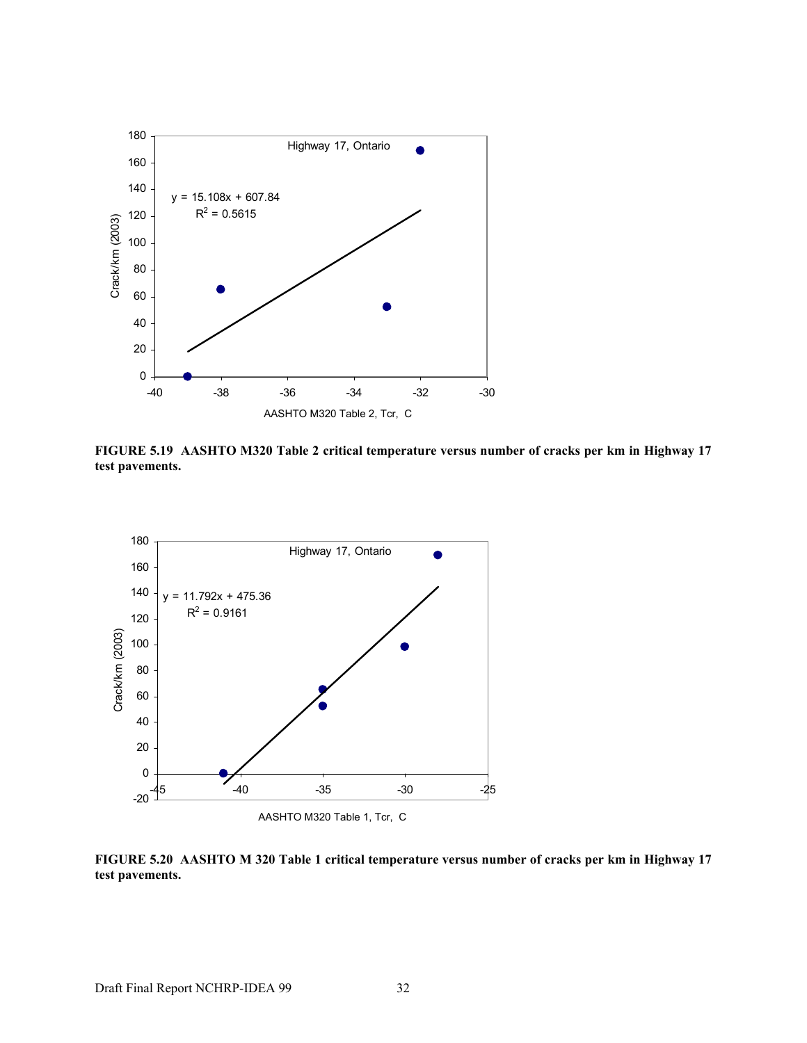**FIGURE 5.19 AASHTO M320 Table 2 critical temperature versus number of cracks per km in Highway 17 test pavements.**

**FIGURE 5.20 AASHTO M 320 Table 1 critical temperature versus number of cracks per km in Highway 17 test pavements.**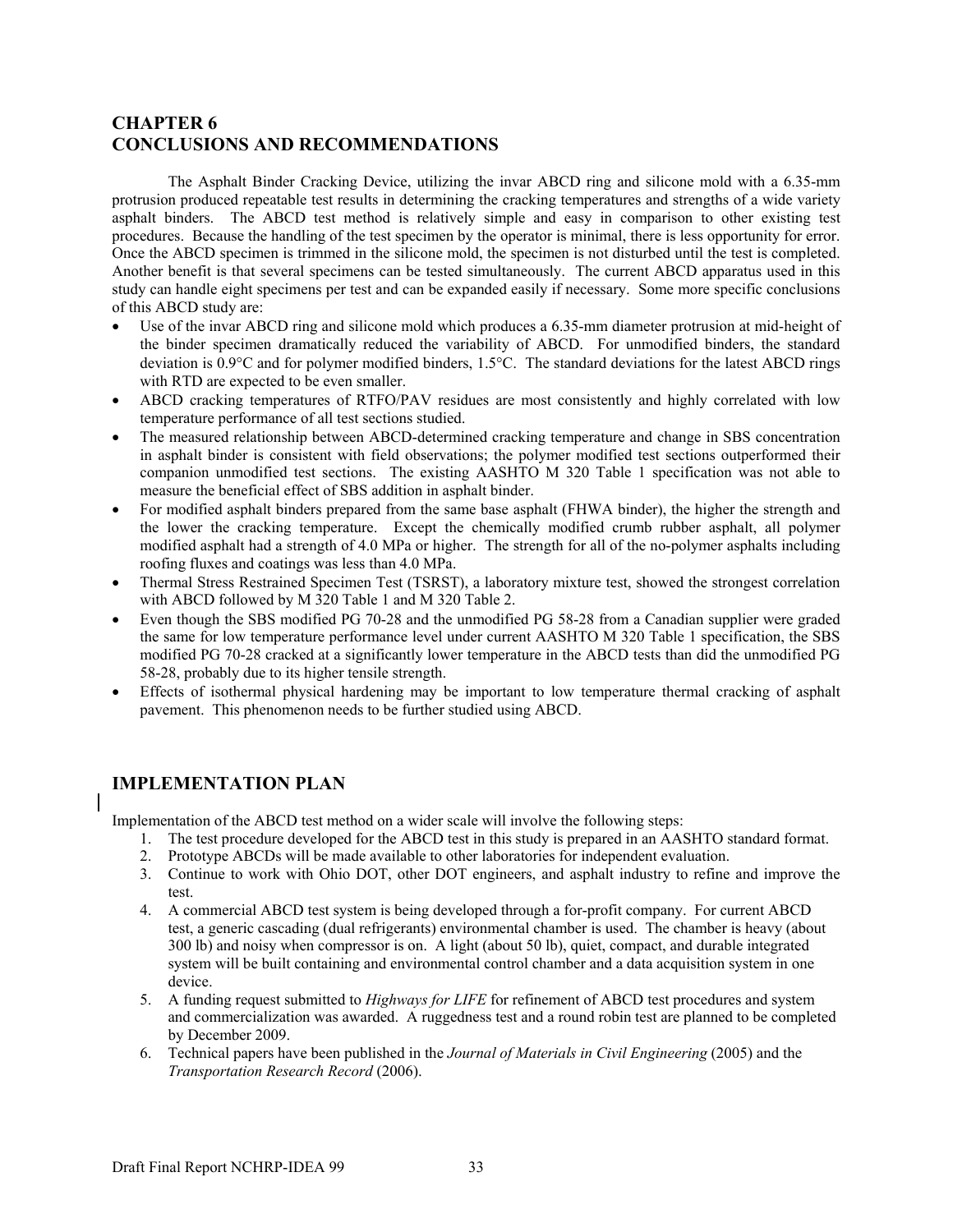# CHAPTER 6
# CONCLUSIONS AND RECOMMENDATIONS

The Asphalt Binder Cracking Device, utilizing the invar ABCD ring and silicone mold with a 6.35-mm protrusion produced repeatable test results in determining the cracking temperatures and strengths of a wide variety asphalt binders. The ABCD test method is relatively simple and easy in comparison to other existing test procedures. Because the handling of the test specimen by the operator is minimal, there is less opportunity for error. Once the ABCD specimen is trimmed in the silicone mold, the specimen is not disturbed until the test is completed. Another benefit is that several specimens can be tested simultaneously. The current ABCD apparatus used in this study can handle eight specimens per test and can be expanded easily if necessary. Some more specific conclusions of this ABCD study are:

- Use of the invar ABCD ring and silicone mold which produces a 6.35-mm diameter protrusion at mid-height of the binder specimen dramatically reduced the variability of ABCD. For unmodified binders, the standard deviation is 0.9°C and for polymer modified binders, 1.5°C. The standard deviations for the latest ABCD rings with RTD are expected to be even smaller.
- ABCD cracking temperatures of RTFO/PAV residues are most consistently and highly correlated with low temperature performance of all test sections studied.
- The measured relationship between ABCD-determined cracking temperature and change in SBS concentration in asphalt binder is consistent with field observations; the polymer modified test sections outperformed their companion unmodified test sections. The existing AASHTO M 320 Table 1 specification was not able to measure the beneficial effect of SBS addition in asphalt binder.
- For modified asphalt binders prepared from the same base asphalt (FHWA binder), the higher the strength and the lower the cracking temperature. Except the chemically modified crumb rubber asphalt, all polymer modified asphalt had a strength of 4.0 MPa or higher. The strength for all of the no-polymer asphalts including roofing fluxes and coatings was less than 4.0 MPa.
- Thermal Stress Restrained Specimen Test (TSRST), a laboratory mixture test, showed the strongest correlation with ABCD followed by M 320 Table 1 and M 320 Table 2.
- Even though the SBS modified PG 70-28 and the unmodified PG 58-28 from a Canadian supplier were graded the same for low temperature performance level under current AASHTO M 320 Table 1 specification, the SBS modified PG 70-28 cracked at a significantly lower temperature in the ABCD tests than did the unmodified PG 58-28, probably due to its higher tensile strength.
- Effects of isothermal physical hardening may be important to low temperature thermal cracking of asphalt pavement. This phenomenon needs to be further studied using ABCD.

## IMPLEMENTATION PLAN

Implementation of the ABCD test method on a wider scale will involve the following steps:

1. The test procedure developed for the ABCD test in this study is prepared in an AASHTO standard format.
2. Prototype ABCDs will be made available to other laboratories for independent evaluation.
3. Continue to work with Ohio DOT, other DOT engineers, and asphalt industry to refine and improve the test.
4. A commercial ABCD test system is being developed through a for-profit company. For current ABCD test, a generic cascading (dual refrigerants) environmental chamber is used. The chamber is heavy (about 300 lb) and noisy when compressor is on. A light (about 50 lb), quiet, compact, and durable integrated system will be built containing and environmental control chamber and a data acquisition system in one device.
5. A funding request submitted to *Highways for LIFE* for refinement of ABCD test procedures and system and commercialization was awarded. A ruggedness test and a round robin test are planned to be completed by December 2009.
6. Technical papers have been published in the *Journal of Materials in Civil Engineering* (2005) and the *Transportation Research Record* (2006).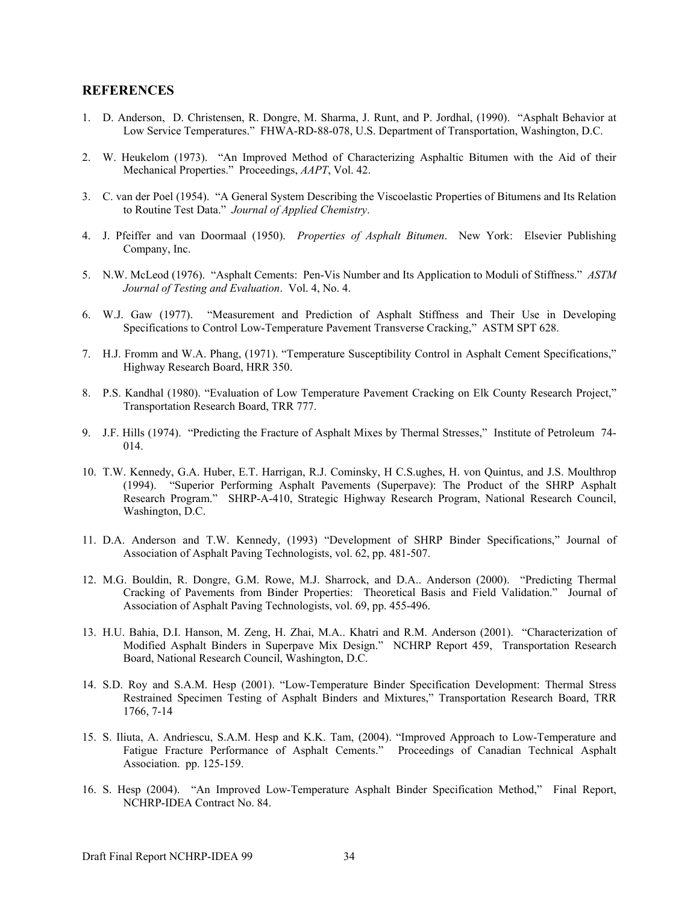## REFERENCES

1. D. Anderson, D. Christensen, R. Dongre, M. Sharma, J. Runt, and P. Jordhal, (1990). "Asphalt Behavior at Low Service Temperatures." FHWA-RD-88-078, U.S. Department of Transportation, Washington, D.C.

2. W. Heukelom (1973). "An Improved Method of Characterizing Asphaltic Bitumen with the Aid of their Mechanical Properties." Proceedings, *AAPT*, Vol. 42.

3. C. van der Poel (1954). "A General System Describing the Viscoelastic Properties of Bitumens and Its Relation to Routine Test Data." *Journal of Applied Chemistry*.

4. J. Pfeiffer and van Doormaal (1950). *Properties of Asphalt Bitumen*. New York: Elsevier Publishing Company, Inc.

5. N.W. McLeod (1976). "Asphalt Cements: Pen-Vis Number and Its Application to Moduli of Stiffness." *ASTM Journal of Testing and Evaluation*. Vol. 4, No. 4.

6. W.J. Gaw (1977). "Measurement and Prediction of Asphalt Stiffness and Their Use in Developing Specifications to Control Low-Temperature Pavement Transverse Cracking," ASTM SPT 628.

7. H.J. Fromm and W.A. Phang, (1971). "Temperature Susceptibility Control in Asphalt Cement Specifications," Highway Research Board, HRR 350.

8. P.S. Kandhal (1980). "Evaluation of Low Temperature Pavement Cracking on Elk County Research Project," Transportation Research Board, TRR 777.

9. J.F. Hills (1974). "Predicting the Fracture of Asphalt Mixes by Thermal Stresses," Institute of Petroleum 74-014.

10. T.W. Kennedy, G.A. Huber, E.T. Harrigan, R.J. Cominsky, H C.S.ughes, H. von Quintus, and J.S. Moulthrop (1994). "Superior Performing Asphalt Pavements (Superpave): The Product of the SHRP Asphalt Research Program." SHRP-A-410, Strategic Highway Research Program, National Research Council, Washington, D.C.

11. D.A. Anderson and T.W. Kennedy, (1993) "Development of SHRP Binder Specifications," Journal of Association of Asphalt Paving Technologists, vol. 62, pp. 481-507.

12. M.G. Bouldin, R. Dongre, G.M. Rowe, M.J. Sharrock, and D.A.. Anderson (2000). "Predicting Thermal Cracking of Pavements from Binder Properties: Theoretical Basis and Field Validation." Journal of Association of Asphalt Paving Technologists, vol. 69, pp. 455-496.

13. H.U. Bahia, D.I. Hanson, M. Zeng, H. Zhai, M.A.. Khatri and R.M. Anderson (2001). "Characterization of Modified Asphalt Binders in Superpave Mix Design." NCHRP Report 459, Transportation Research Board, National Research Council, Washington, D.C.

14. S.D. Roy and S.A.M. Hesp (2001). "Low-Temperature Binder Specification Development: Thermal Stress Restrained Specimen Testing of Asphalt Binders and Mixtures," Transportation Research Board, TRR 1766, 7-14

15. S. Iliuta, A. Andriescu, S.A.M. Hesp and K.K. Tam, (2004). "Improved Approach to Low-Temperature and Fatigue Fracture Performance of Asphalt Cements." Proceedings of Canadian Technical Asphalt Association. pp. 125-159.

16. S. Hesp (2004). "An Improved Low-Temperature Asphalt Binder Specification Method," Final Report, NCHRP-IDEA Contract No. 84.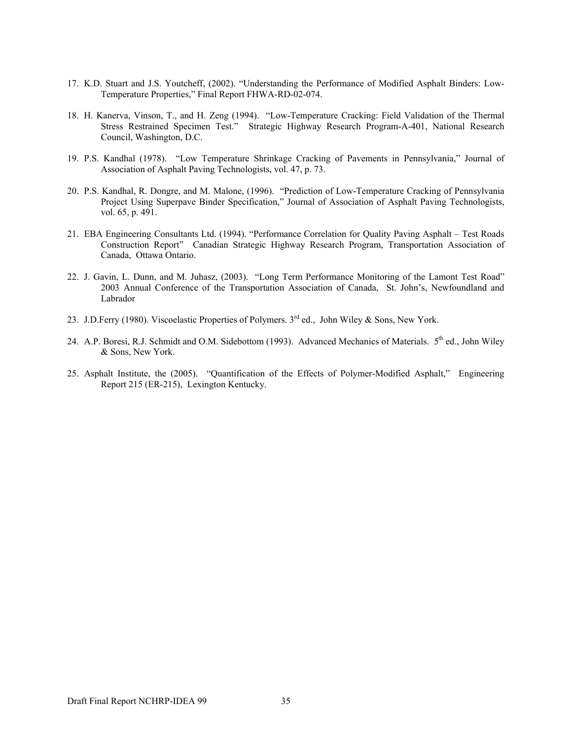17. K.D. Stuart and J.S. Youtcheff, (2002). "Understanding the Performance of Modified Asphalt Binders: Low-Temperature Properties," Final Report FHWA-RD-02-074.

18. H. Kanerva, Vinson, T., and H. Zeng (1994). "Low-Temperature Cracking: Field Validation of the Thermal Stress Restrained Specimen Test." Strategic Highway Research Program-A-401, National Research Council, Washington, D.C.

19. P.S. Kandhal (1978). "Low Temperature Shrinkage Cracking of Pavements in Pennsylvania," Journal of Association of Asphalt Paving Technologists, vol. 47, p. 73.

20. P.S. Kandhal, R. Dongre, and M. Malone, (1996). "Prediction of Low-Temperature Cracking of Pennsylvania Project Using Superpave Binder Specification," Journal of Association of Asphalt Paving Technologists, vol. 65, p. 491.

21. EBA Engineering Consultants Ltd. (1994). "Performance Correlation for Quality Paving Asphalt – Test Roads Construction Report" Canadian Strategic Highway Research Program, Transportation Association of Canada, Ottawa Ontario.

22. J. Gavin, L. Dunn, and M. Juhasz, (2003). "Long Term Performance Monitoring of the Lamont Test Road" 2003 Annual Conference of the Transportation Association of Canada, St. John's, Newfoundland and Labrador

23. J.D.Ferry (1980). Viscoelastic Properties of Polymers. 3rd ed., John Wiley & Sons, New York.

24. A.P. Boresi, R.J. Schmidt and O.M. Sidebottom (1993). Advanced Mechanics of Materials. 5th ed., John Wiley & Sons, New York.

25. Asphalt Institute, the (2005). "Quantification of the Effects of Polymer-Modified Asphalt," Engineering Report 215 (ER-215), Lexington Kentucky.